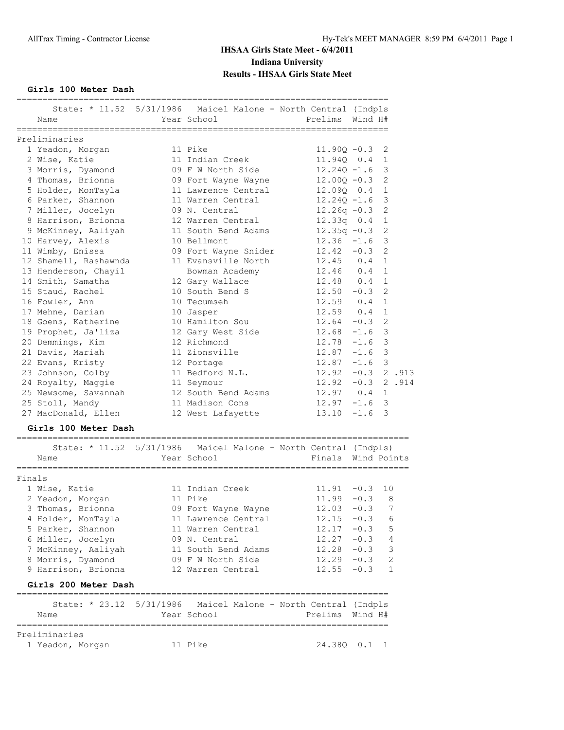# IHSAA Girls State Meet - 6/4/2011

## Indiana University

## Results - IHSAA Girls State Meet

### Girls 100 Meter Dash

State: * 11.52 5/31/1986 Maicel Malone - North Central (Indpls

**Preliminaries**

| Place | Name | Year | School | Prelims | Wind | H# | |
|---|---|---|---|---|---|---|---|
| 1 | Yeadon, Morgan | 11 | Pike | 11.90Q | -0.3 | 2 | |
| 2 | Wise, Katie | 11 | Indian Creek | 11.94Q | 0.4 | 1 | |
| 3 | Morris, Dyamond | 09 | F W North Side | 12.24Q | -1.6 | 3 | |
| 4 | Thomas, Brionna | 09 | Fort Wayne Wayne | 12.00Q | -0.3 | 2 | |
| 5 | Holder, MonTayla | 11 | Lawrence Central | 12.09Q | 0.4 | 1 | |
| 6 | Parker, Shannon | 11 | Warren Central | 12.24Q | -1.6 | 3 | |
| 7 | Miller, Jocelyn | 09 | N. Central | 12.26q | -0.3 | 2 | |
| 8 | Harrison, Brionna | 12 | Warren Central | 12.33q | 0.4 | 1 | |
| 9 | McKinney, Aaliyah | 11 | South Bend Adams | 12.35q | -0.3 | 2 | |
| 10 | Harvey, Alexis | 10 | Bellmont | 12.36 | -1.6 | 3 | |
| 11 | Wimby, Enissa | 09 | Fort Wayne Snider | 12.42 | -0.3 | 2 | |
| 12 | Shamell, Rashawnda | 11 | Evansville North | 12.45 | 0.4 | 1 | |
| 13 | Henderson, Chayil | | Bowman Academy | 12.46 | 0.4 | 1 | |
| 14 | Smith, Samatha | 12 | Gary Wallace | 12.48 | 0.4 | 1 | |
| 15 | Staud, Rachel | 10 | South Bend S | 12.50 | -0.3 | 2 | |
| 16 | Fowler, Ann | 10 | Tecumseh | 12.59 | 0.4 | 1 | |
| 17 | Mehne, Darian | 10 | Jasper | 12.59 | 0.4 | 1 | |
| 18 | Goens, Katherine | 10 | Hamilton Sou | 12.64 | -0.3 | 2 | |
| 19 | Prophet, Ja'liza | 12 | Gary West Side | 12.68 | -1.6 | 3 | |
| 20 | Demmings, Kim | 12 | Richmond | 12.78 | -1.6 | 3 | |
| 21 | Davis, Mariah | 11 | Zionsville | 12.87 | -1.6 | 3 | |
| 22 | Evans, Kristy | 12 | Portage | 12.87 | -1.6 | 3 | |
| 23 | Johnson, Colby | 11 | Bedford N.L. | 12.92 | -0.3 | 2 | .913 |
| 24 | Royalty, Maggie | 11 | Seymour | 12.92 | -0.3 | 2 | .914 |
| 25 | Newsome, Savannah | 12 | South Bend Adams | 12.97 | 0.4 | 1 | |
| 25 | Stoll, Mandy | 11 | Madison Cons | 12.97 | -1.6 | 3 | |
| 27 | MacDonald, Ellen | 12 | West Lafayette | 13.10 | -1.6 | 3 | |

### Girls 100 Meter Dash

State: * 11.52 5/31/1986 Maicel Malone - North Central (Indpls)

**Finals**

| Place | Name | Year | School | Finals | Wind | Points |
|---|---|---|---|---|---|---|
| 1 | Wise, Katie | 11 | Indian Creek | 11.91 | -0.3 | 10 |
| 2 | Yeadon, Morgan | 11 | Pike | 11.99 | -0.3 | 8 |
| 3 | Thomas, Brionna | 09 | Fort Wayne Wayne | 12.03 | -0.3 | 7 |
| 4 | Holder, MonTayla | 11 | Lawrence Central | 12.15 | -0.3 | 6 |
| 5 | Parker, Shannon | 11 | Warren Central | 12.17 | -0.3 | 5 |
| 6 | Miller, Jocelyn | 09 | N. Central | 12.27 | -0.3 | 4 |
| 7 | McKinney, Aaliyah | 11 | South Bend Adams | 12.28 | -0.3 | 3 |
| 8 | Morris, Dyamond | 09 | F W North Side | 12.29 | -0.3 | 2 |
| 9 | Harrison, Brionna | 12 | Warren Central | 12.55 | -0.3 | 1 |

### Girls 200 Meter Dash

State: * 23.12 5/31/1986 Maicel Malone - North Central (Indpls

**Preliminaries**

| Place | Name | Year | School | Prelims | Wind | H# |
|---|---|---|---|---|---|---|
| 1 | Yeadon, Morgan | 11 | Pike | 24.38Q | 0.1 | 1 |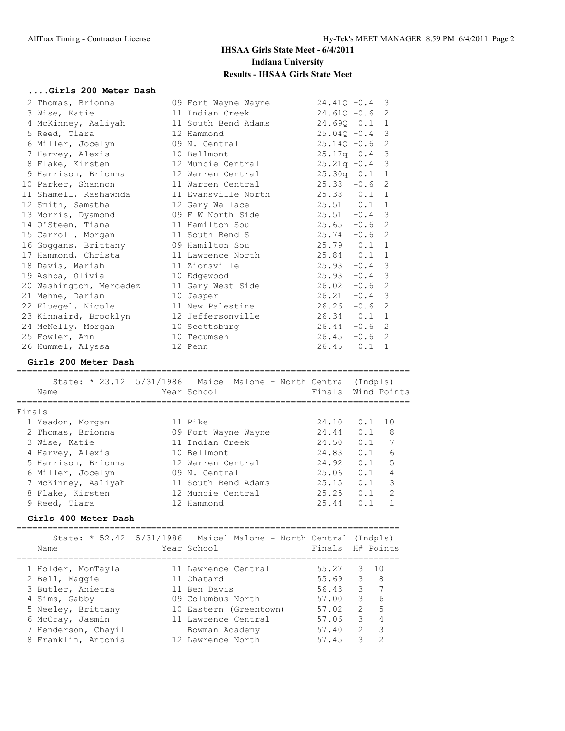# IHSAA Girls State Meet - 6/4/2011
## Indiana University
## Results - IHSAA Girls State Meet

### ....Girls 200 Meter Dash

| Place | Name | Year | School | Prelims | Wind | H# |
|---|---|---|---|---|---|---|
| 2 | Thomas, Brionna | 09 | Fort Wayne Wayne | 24.41Q | -0.4 | 3 |
| 3 | Wise, Katie | 11 | Indian Creek | 24.61Q | -0.6 | 2 |
| 4 | McKinney, Aaliyah | 11 | South Bend Adams | 24.69Q | 0.1 | 1 |
| 5 | Reed, Tiara | 12 | Hammond | 25.04Q | -0.4 | 3 |
| 6 | Miller, Jocelyn | 09 | N. Central | 25.14Q | -0.6 | 2 |
| 7 | Harvey, Alexis | 10 | Bellmont | 25.17q | -0.4 | 3 |
| 8 | Flake, Kirsten | 12 | Muncie Central | 25.21q | -0.4 | 3 |
| 9 | Harrison, Brionna | 12 | Warren Central | 25.30q | 0.1 | 1 |
| 10 | Parker, Shannon | 11 | Warren Central | 25.38 | -0.6 | 2 |
| 11 | Shamell, Rashawnda | 11 | Evansville North | 25.38 | 0.1 | 1 |
| 12 | Smith, Samatha | 12 | Gary Wallace | 25.51 | 0.1 | 1 |
| 13 | Morris, Dyamond | 09 | F W North Side | 25.51 | -0.4 | 3 |
| 14 | O'Steen, Tiana | 11 | Hamilton Sou | 25.65 | -0.6 | 2 |
| 15 | Carroll, Morgan | 11 | South Bend S | 25.74 | -0.6 | 2 |
| 16 | Goggans, Brittany | 09 | Hamilton Sou | 25.79 | 0.1 | 1 |
| 17 | Hammond, Christa | 11 | Lawrence North | 25.84 | 0.1 | 1 |
| 18 | Davis, Mariah | 11 | Zionsville | 25.93 | -0.4 | 3 |
| 19 | Ashba, Olivia | 10 | Edgewood | 25.93 | -0.4 | 3 |
| 20 | Washington, Mercedez | 11 | Gary West Side | 26.02 | -0.6 | 2 |
| 21 | Mehne, Darian | 10 | Jasper | 26.21 | -0.4 | 3 |
| 22 | Fluegel, Nicole | 11 | New Palestine | 26.26 | -0.6 | 2 |
| 23 | Kinnaird, Brooklyn | 12 | Jeffersonville | 26.34 | 0.1 | 1 |
| 24 | McNelly, Morgan | 10 | Scottsburg | 26.44 | -0.6 | 2 |
| 25 | Fowler, Ann | 10 | Tecumseh | 26.45 | -0.6 | 2 |
| 26 | Hummel, Alyssa | 12 | Penn | 26.45 | 0.1 | 1 |

### Girls 200 Meter Dash

State: * 23.12 5/31/1986 Maicel Malone - North Central (Indpls)

Finals

| Place | Name | Year | School | Finals | Wind | Points |
|---|---|---|---|---|---|---|
| 1 | Yeadon, Morgan | 11 | Pike | 24.10 | 0.1 | 10 |
| 2 | Thomas, Brionna | 09 | Fort Wayne Wayne | 24.44 | 0.1 | 8 |
| 3 | Wise, Katie | 11 | Indian Creek | 24.50 | 0.1 | 7 |
| 4 | Harvey, Alexis | 10 | Bellmont | 24.83 | 0.1 | 6 |
| 5 | Harrison, Brionna | 12 | Warren Central | 24.92 | 0.1 | 5 |
| 6 | Miller, Jocelyn | 09 | N. Central | 25.06 | 0.1 | 4 |
| 7 | McKinney, Aaliyah | 11 | South Bend Adams | 25.15 | 0.1 | 3 |
| 8 | Flake, Kirsten | 12 | Muncie Central | 25.25 | 0.1 | 2 |
| 9 | Reed, Tiara | 12 | Hammond | 25.44 | 0.1 | 1 |

### Girls 400 Meter Dash

State: * 52.42 5/31/1986 Maicel Malone - North Central (Indpls)

| Place | Name | Year | School | Finals | H# | Points |
|---|---|---|---|---|---|---|
| 1 | Holder, MonTayla | 11 | Lawrence Central | 55.27 | 3 | 10 |
| 2 | Bell, Maggie | 11 | Chatard | 55.69 | 3 | 8 |
| 3 | Butler, Anietra | 11 | Ben Davis | 56.43 | 3 | 7 |
| 4 | Sims, Gabby | 09 | Columbus North | 57.00 | 3 | 6 |
| 5 | Neeley, Brittany | 10 | Eastern (Greentown) | 57.02 | 2 | 5 |
| 6 | McCray, Jasmin | 11 | Lawrence Central | 57.06 | 3 | 4 |
| 7 | Henderson, Chayil | | Bowman Academy | 57.40 | 2 | 3 |
| 8 | Franklin, Antonia | 12 | Lawrence North | 57.45 | 3 | 2 |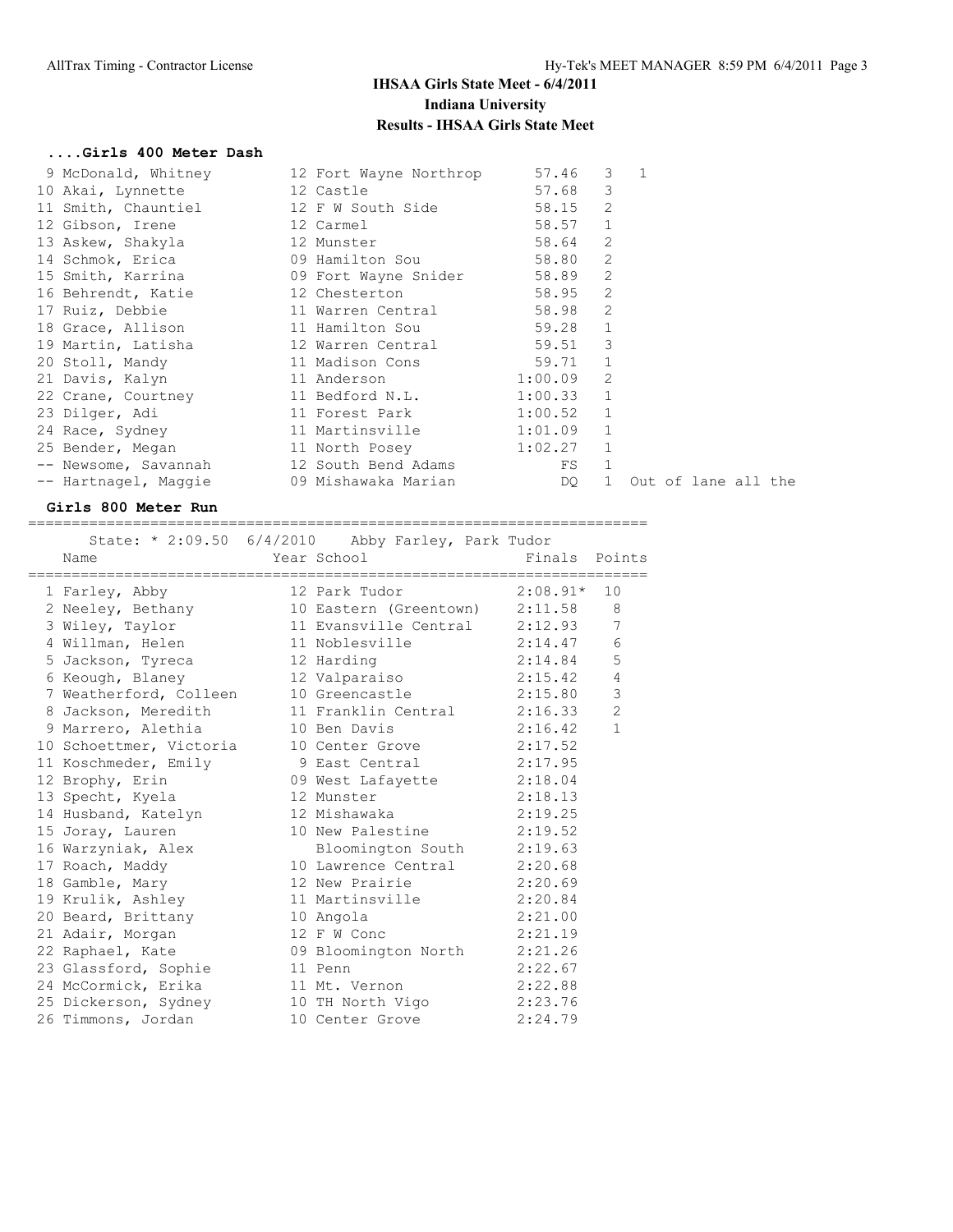# IHSAA Girls State Meet - 6/4/2011
## Indiana University
## Results - IHSAA Girls State Meet

### ....Girls 400 Meter Dash

| Place | Name | Year | School | Finals | H# | Points | Notes |
|---|---|---|---|---|---|---|---|
| 9 | McDonald, Whitney | 12 | Fort Wayne Northrop | 57.46 | 3 | 1 | |
| 10 | Akai, Lynnette | 12 | Castle | 57.68 | 3 | | |
| 11 | Smith, Chauntiel | 12 | F W South Side | 58.15 | 2 | | |
| 12 | Gibson, Irene | 12 | Carmel | 58.57 | 1 | | |
| 13 | Askew, Shakyla | 12 | Munster | 58.64 | 2 | | |
| 14 | Schmok, Erica | 09 | Hamilton Sou | 58.80 | 2 | | |
| 15 | Smith, Karrina | 09 | Fort Wayne Snider | 58.89 | 2 | | |
| 16 | Behrendt, Katie | 12 | Chesterton | 58.95 | 2 | | |
| 17 | Ruiz, Debbie | 11 | Warren Central | 58.98 | 2 | | |
| 18 | Grace, Allison | 11 | Hamilton Sou | 59.28 | 1 | | |
| 19 | Martin, Latisha | 12 | Warren Central | 59.51 | 3 | | |
| 20 | Stoll, Mandy | 11 | Madison Cons | 59.71 | 1 | | |
| 21 | Davis, Kalyn | 11 | Anderson | 1:00.09 | 2 | | |
| 22 | Crane, Courtney | 11 | Bedford N.L. | 1:00.33 | 1 | | |
| 23 | Dilger, Adi | 11 | Forest Park | 1:00.52 | 1 | | |
| 24 | Race, Sydney | 11 | Martinsville | 1:01.09 | 1 | | |
| 25 | Bender, Megan | 11 | North Posey | 1:02.27 | 1 | | |
| -- | Newsome, Savannah | 12 | South Bend Adams | FS | 1 | | |
| -- | Hartnagel, Maggie | 09 | Mishawaka Marian | DQ | 1 | | Out of lane all the |

### Girls 800 Meter Run

State: * 2:09.50 6/4/2010 Abby Farley, Park Tudor

| Place | Name | Year | School | Finals | Points |
|---|---|---|---|---|---|
| 1 | Farley, Abby | 12 | Park Tudor | 2:08.91* | 10 |
| 2 | Neeley, Bethany | 10 | Eastern (Greentown) | 2:11.58 | 8 |
| 3 | Wiley, Taylor | 11 | Evansville Central | 2:12.93 | 7 |
| 4 | Willman, Helen | 11 | Noblesville | 2:14.47 | 6 |
| 5 | Jackson, Tyreca | 12 | Harding | 2:14.84 | 5 |
| 6 | Keough, Blaney | 12 | Valparaiso | 2:15.42 | 4 |
| 7 | Weatherford, Colleen | 10 | Greencastle | 2:15.80 | 3 |
| 8 | Jackson, Meredith | 11 | Franklin Central | 2:16.33 | 2 |
| 9 | Marrero, Alethia | 10 | Ben Davis | 2:16.42 | 1 |
| 10 | Schoettmer, Victoria | 10 | Center Grove | 2:17.52 | |
| 11 | Koschmeder, Emily | 9 | East Central | 2:17.95 | |
| 12 | Brophy, Erin | 09 | West Lafayette | 2:18.04 | |
| 13 | Specht, Kyela | 12 | Munster | 2:18.13 | |
| 14 | Husband, Katelyn | 12 | Mishawaka | 2:19.25 | |
| 15 | Joray, Lauren | 10 | New Palestine | 2:19.52 | |
| 16 | Warzyniak, Alex | | Bloomington South | 2:19.63 | |
| 17 | Roach, Maddy | 10 | Lawrence Central | 2:20.68 | |
| 18 | Gamble, Mary | 12 | New Prairie | 2:20.69 | |
| 19 | Krulik, Ashley | 11 | Martinsville | 2:20.84 | |
| 20 | Beard, Brittany | 10 | Angola | 2:21.00 | |
| 21 | Adair, Morgan | 12 | F W Conc | 2:21.19 | |
| 22 | Raphael, Kate | 09 | Bloomington North | 2:21.26 | |
| 23 | Glassford, Sophie | 11 | Penn | 2:22.67 | |
| 24 | McCormick, Erika | 11 | Mt. Vernon | 2:22.88 | |
| 25 | Dickerson, Sydney | 10 | TH North Vigo | 2:23.76 | |
| 26 | Timmons, Jordan | 10 | Center Grove | 2:24.79 | |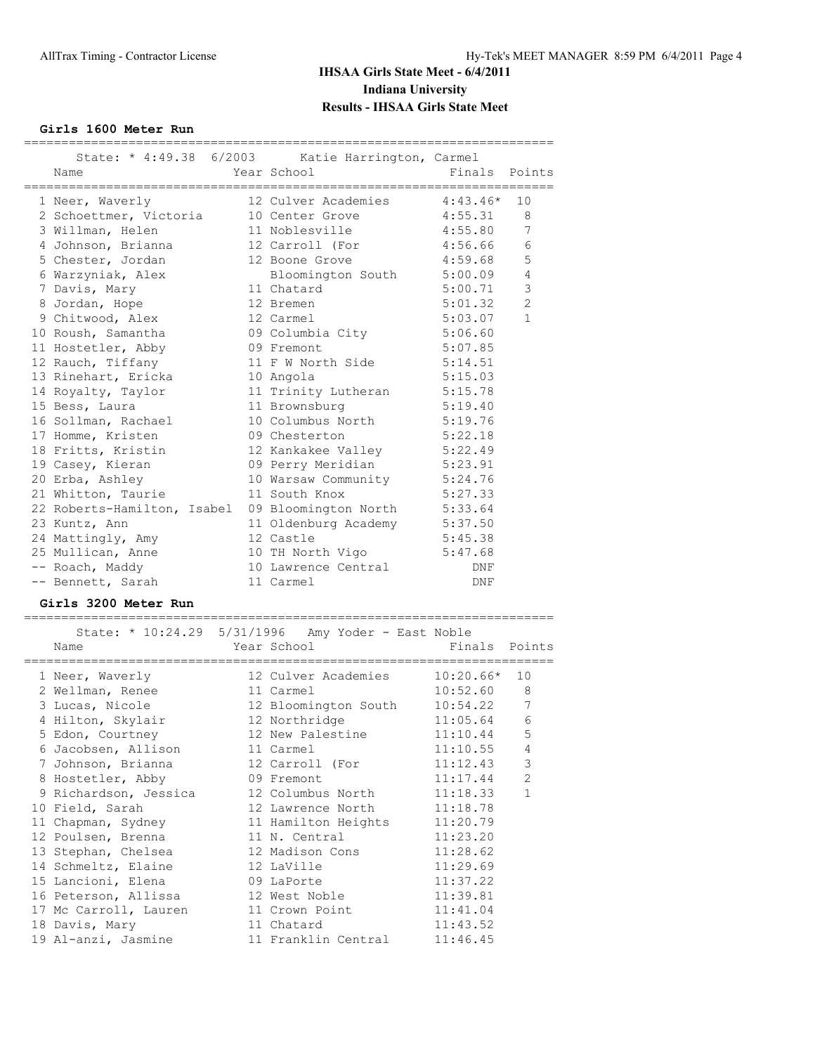# IHSAA Girls State Meet - 6/4/2011

## Indiana University

## Results - IHSAA Girls State Meet

### Girls 1600 Meter Run

State: * 4:49.38 6/2003 Katie Harrington, Carmel

| Place | Name | Year | School | Finals | Points |
|---|---|---|---|---|---|
| 1 | Neer, Waverly | 12 | Culver Academies | 4:43.46* | 10 |
| 2 | Schoettmer, Victoria | 10 | Center Grove | 4:55.31 | 8 |
| 3 | Willman, Helen | 11 | Noblesville | 4:55.80 | 7 |
| 4 | Johnson, Brianna | 12 | Carroll (For | 4:56.66 | 6 |
| 5 | Chester, Jordan | 12 | Boone Grove | 4:59.68 | 5 |
| 6 | Warzyniak, Alex | | Bloomington South | 5:00.09 | 4 |
| 7 | Davis, Mary | 11 | Chatard | 5:00.71 | 3 |
| 8 | Jordan, Hope | 12 | Bremen | 5:01.32 | 2 |
| 9 | Chitwood, Alex | 12 | Carmel | 5:03.07 | 1 |
| 10 | Roush, Samantha | 09 | Columbia City | 5:06.60 | |
| 11 | Hostetler, Abby | 09 | Fremont | 5:07.85 | |
| 12 | Rauch, Tiffany | 11 | F W North Side | 5:14.51 | |
| 13 | Rinehart, Ericka | 10 | Angola | 5:15.03 | |
| 14 | Royalty, Taylor | 11 | Trinity Lutheran | 5:15.78 | |
| 15 | Bess, Laura | 11 | Brownsburg | 5:19.40 | |
| 16 | Sollman, Rachael | 10 | Columbus North | 5:19.76 | |
| 17 | Homme, Kristen | 09 | Chesterton | 5:22.18 | |
| 18 | Fritts, Kristin | 12 | Kankakee Valley | 5:22.49 | |
| 19 | Casey, Kieran | 09 | Perry Meridian | 5:23.91 | |
| 20 | Erba, Ashley | 10 | Warsaw Community | 5:24.76 | |
| 21 | Whitton, Taurie | 11 | South Knox | 5:27.33 | |
| 22 | Roberts-Hamilton, Isabel | 09 | Bloomington North | 5:33.64 | |
| 23 | Kuntz, Ann | 11 | Oldenburg Academy | 5:37.50 | |
| 24 | Mattingly, Amy | 12 | Castle | 5:45.38 | |
| 25 | Mullican, Anne | 10 | TH North Vigo | 5:47.68 | |
| -- | Roach, Maddy | 10 | Lawrence Central | DNF | |
| -- | Bennett, Sarah | 11 | Carmel | DNF | |

### Girls 3200 Meter Run

State: * 10:24.29 5/31/1996 Amy Yoder - East Noble

| Place | Name | Year | School | Finals | Points |
|---|---|---|---|---|---|
| 1 | Neer, Waverly | 12 | Culver Academies | 10:20.66* | 10 |
| 2 | Wellman, Renee | 11 | Carmel | 10:52.60 | 8 |
| 3 | Lucas, Nicole | 12 | Bloomington South | 10:54.22 | 7 |
| 4 | Hilton, Skylair | 12 | Northridge | 11:05.64 | 6 |
| 5 | Edon, Courtney | 12 | New Palestine | 11:10.44 | 5 |
| 6 | Jacobsen, Allison | 11 | Carmel | 11:10.55 | 4 |
| 7 | Johnson, Brianna | 12 | Carroll (For | 11:12.43 | 3 |
| 8 | Hostetler, Abby | 09 | Fremont | 11:17.44 | 2 |
| 9 | Richardson, Jessica | 12 | Columbus North | 11:18.33 | 1 |
| 10 | Field, Sarah | 12 | Lawrence North | 11:18.78 | |
| 11 | Chapman, Sydney | 11 | Hamilton Heights | 11:20.79 | |
| 12 | Poulsen, Brenna | 11 | N. Central | 11:23.20 | |
| 13 | Stephan, Chelsea | 12 | Madison Cons | 11:28.62 | |
| 14 | Schmeltz, Elaine | 12 | LaVille | 11:29.69 | |
| 15 | Lancioni, Elena | 09 | LaPorte | 11:37.22 | |
| 16 | Peterson, Allissa | 12 | West Noble | 11:39.81 | |
| 17 | Mc Carroll, Lauren | 11 | Crown Point | 11:41.04 | |
| 18 | Davis, Mary | 11 | Chatard | 11:43.52 | |
| 19 | Al-anzi, Jasmine | 11 | Franklin Central | 11:46.45 | |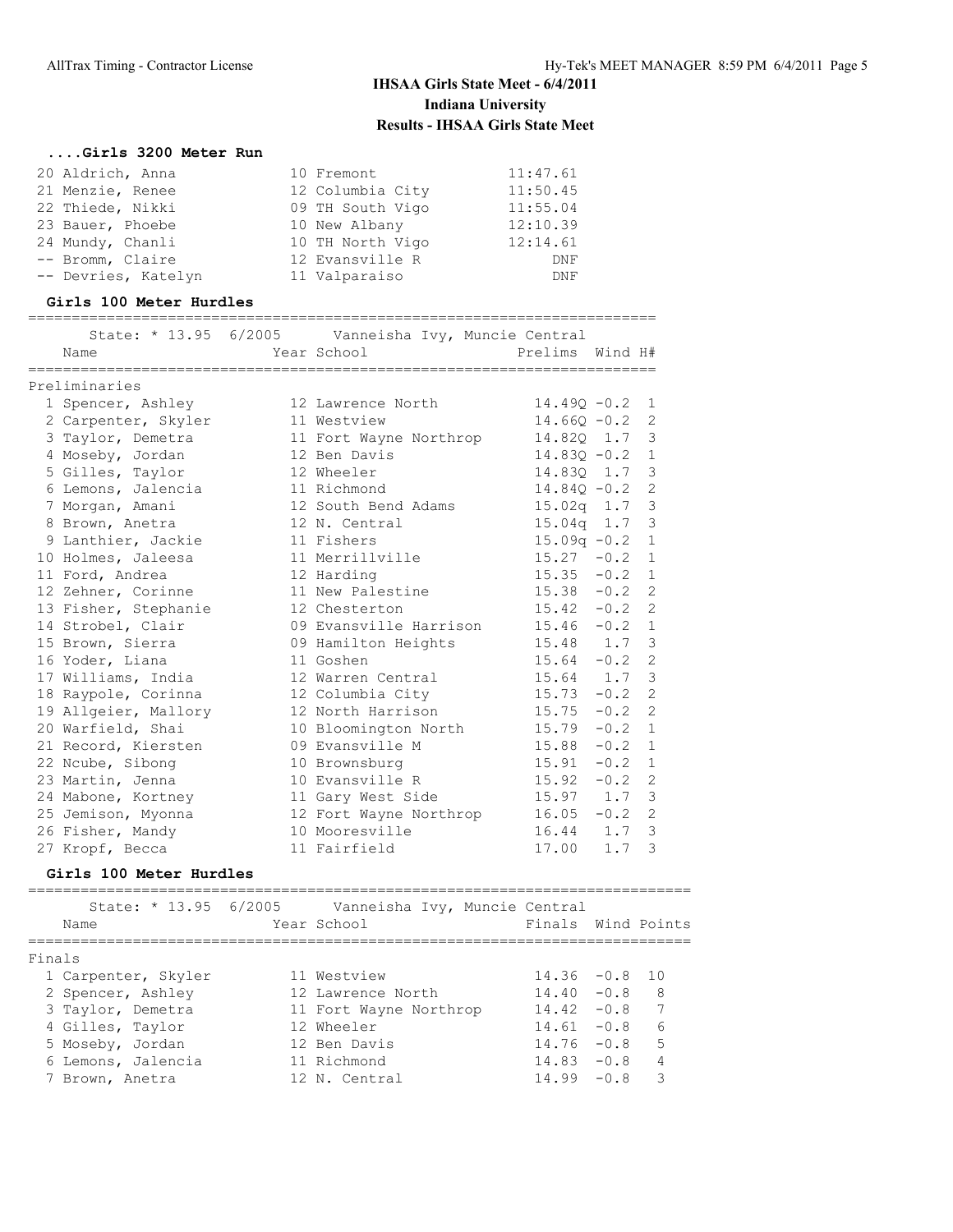# IHSAA Girls State Meet - 6/4/2011
## Indiana University
## Results - IHSAA Girls State Meet

### ....Girls 3200 Meter Run

| Place | Name | Year | School | Finals |
|---|---|---|---|---|
| 20 | Aldrich, Anna | 10 | Fremont | 11:47.61 |
| 21 | Menzie, Renee | 12 | Columbia City | 11:50.45 |
| 22 | Thiede, Nikki | 09 | TH South Vigo | 11:55.04 |
| 23 | Bauer, Phoebe | 10 | New Albany | 12:10.39 |
| 24 | Mundy, Chanli | 10 | TH North Vigo | 12:14.61 |
| -- | Bromm, Claire | 12 | Evansville R | DNF |
| -- | Devries, Katelyn | 11 | Valparaiso | DNF |

### Girls 100 Meter Hurdles

State: * 13.95 6/2005 Vanneisha Ivy, Muncie Central

Preliminaries

| Place | Name | Year | School | Prelims | Wind | H# |
|---|---|---|---|---|---|---|
| 1 | Spencer, Ashley | 12 | Lawrence North | 14.49Q | -0.2 | 1 |
| 2 | Carpenter, Skyler | 11 | Westview | 14.66Q | -0.2 | 2 |
| 3 | Taylor, Demetra | 11 | Fort Wayne Northrop | 14.82Q | 1.7 | 3 |
| 4 | Moseby, Jordan | 12 | Ben Davis | 14.83Q | -0.2 | 1 |
| 5 | Gilles, Taylor | 12 | Wheeler | 14.83Q | 1.7 | 3 |
| 6 | Lemons, Jalencia | 11 | Richmond | 14.84Q | -0.2 | 2 |
| 7 | Morgan, Amani | 12 | South Bend Adams | 15.02q | 1.7 | 3 |
| 8 | Brown, Anetra | 12 | N. Central | 15.04q | 1.7 | 3 |
| 9 | Lanthier, Jackie | 11 | Fishers | 15.09q | -0.2 | 1 |
| 10 | Holmes, Jaleesa | 11 | Merrillville | 15.27 | -0.2 | 1 |
| 11 | Ford, Andrea | 12 | Harding | 15.35 | -0.2 | 1 |
| 12 | Zehner, Corinne | 11 | New Palestine | 15.38 | -0.2 | 2 |
| 13 | Fisher, Stephanie | 12 | Chesterton | 15.42 | -0.2 | 2 |
| 14 | Strobel, Clair | 09 | Evansville Harrison | 15.46 | -0.2 | 1 |
| 15 | Brown, Sierra | 09 | Hamilton Heights | 15.48 | 1.7 | 3 |
| 16 | Yoder, Liana | 11 | Goshen | 15.64 | -0.2 | 2 |
| 17 | Williams, India | 12 | Warren Central | 15.64 | 1.7 | 3 |
| 18 | Raypole, Corinna | 12 | Columbia City | 15.73 | -0.2 | 2 |
| 19 | Allgeier, Mallory | 12 | North Harrison | 15.75 | -0.2 | 2 |
| 20 | Warfield, Shai | 10 | Bloomington North | 15.79 | -0.2 | 1 |
| 21 | Record, Kiersten | 09 | Evansville M | 15.88 | -0.2 | 1 |
| 22 | Ncube, Sibong | 10 | Brownsburg | 15.91 | -0.2 | 1 |
| 23 | Martin, Jenna | 10 | Evansville R | 15.92 | -0.2 | 2 |
| 24 | Mabone, Kortney | 11 | Gary West Side | 15.97 | 1.7 | 3 |
| 25 | Jemison, Myonna | 12 | Fort Wayne Northrop | 16.05 | -0.2 | 2 |
| 26 | Fisher, Mandy | 10 | Mooresville | 16.44 | 1.7 | 3 |
| 27 | Kropf, Becca | 11 | Fairfield | 17.00 | 1.7 | 3 |

### Girls 100 Meter Hurdles

State: * 13.95 6/2005 Vanneisha Ivy, Muncie Central

Finals

| Place | Name | Year | School | Finals | Wind | Points |
|---|---|---|---|---|---|---|
| 1 | Carpenter, Skyler | 11 | Westview | 14.36 | -0.8 | 10 |
| 2 | Spencer, Ashley | 12 | Lawrence North | 14.40 | -0.8 | 8 |
| 3 | Taylor, Demetra | 11 | Fort Wayne Northrop | 14.42 | -0.8 | 7 |
| 4 | Gilles, Taylor | 12 | Wheeler | 14.61 | -0.8 | 6 |
| 5 | Moseby, Jordan | 12 | Ben Davis | 14.76 | -0.8 | 5 |
| 6 | Lemons, Jalencia | 11 | Richmond | 14.83 | -0.8 | 4 |
| 7 | Brown, Anetra | 12 | N. Central | 14.99 | -0.8 | 3 |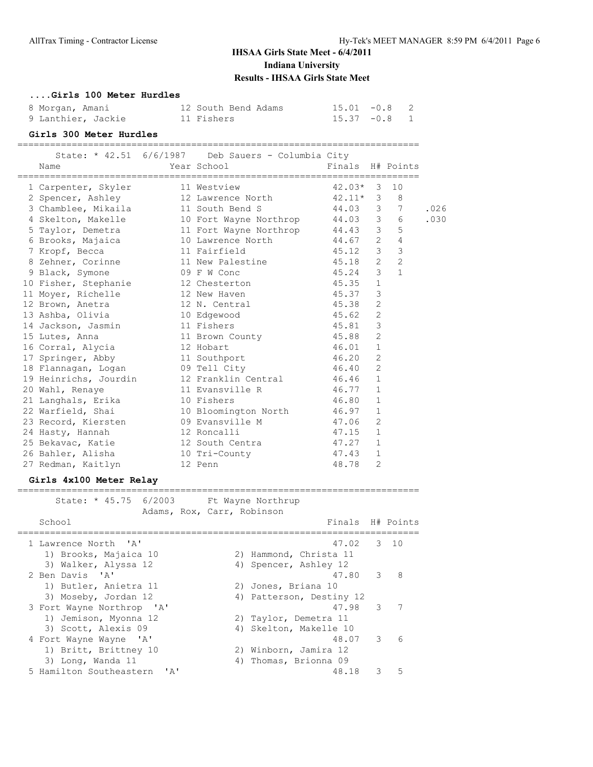# IHSAA Girls State Meet - 6/4/2011
## Indiana University
## Results - IHSAA Girls State Meet

### ....Girls 100 Meter Hurdles

| Place | Name | Year | School | Finals | Wind | Points |
|---|---|---|---|---|---|---|
| 8 | Morgan, Amani | 12 | South Bend Adams | 15.01 | -0.8 | 2 |
| 9 | Lanthier, Jackie | 11 | Fishers | 15.37 | -0.8 | 1 |

### Girls 300 Meter Hurdles

State: * 42.51 6/6/1987 Deb Sauers - Columbia City

| Place | Name | Year | School | Finals | H# | Points | |
|---|---|---|---|---|---|---|---|
| 1 | Carpenter, Skyler | 11 | Westview | 42.03* | 3 | 10 | |
| 2 | Spencer, Ashley | 12 | Lawrence North | 42.11* | 3 | 8 | |
| 3 | Chamblee, Mikaila | 11 | South Bend S | 44.03 | 3 | 7 | .026 |
| 4 | Skelton, Makelle | 10 | Fort Wayne Northrop | 44.03 | 3 | 6 | .030 |
| 5 | Taylor, Demetra | 11 | Fort Wayne Northrop | 44.43 | 3 | 5 | |
| 6 | Brooks, Majaica | 10 | Lawrence North | 44.67 | 2 | 4 | |
| 7 | Kropf, Becca | 11 | Fairfield | 45.12 | 3 | 3 | |
| 8 | Zehner, Corinne | 11 | New Palestine | 45.18 | 2 | 2 | |
| 9 | Black, Symone | 09 | F W Conc | 45.24 | 3 | 1 | |
| 10 | Fisher, Stephanie | 12 | Chesterton | 45.35 | 1 | | |
| 11 | Moyer, Richelle | 12 | New Haven | 45.37 | 3 | | |
| 12 | Brown, Anetra | 12 | N. Central | 45.38 | 2 | | |
| 13 | Ashba, Olivia | 10 | Edgewood | 45.62 | 2 | | |
| 14 | Jackson, Jasmin | 11 | Fishers | 45.81 | 3 | | |
| 15 | Lutes, Anna | 11 | Brown County | 45.88 | 2 | | |
| 16 | Corral, Alycia | 12 | Hobart | 46.01 | 1 | | |
| 17 | Springer, Abby | 11 | Southport | 46.20 | 2 | | |
| 18 | Flannagan, Logan | 09 | Tell City | 46.40 | 2 | | |
| 19 | Heinrichs, Jourdin | 12 | Franklin Central | 46.46 | 1 | | |
| 20 | Wahl, Renaye | 11 | Evansville R | 46.77 | 1 | | |
| 21 | Langhals, Erika | 10 | Fishers | 46.80 | 1 | | |
| 22 | Warfield, Shai | 10 | Bloomington North | 46.97 | 1 | | |
| 23 | Record, Kiersten | 09 | Evansville M | 47.06 | 2 | | |
| 24 | Hasty, Hannah | 12 | Roncalli | 47.15 | 1 | | |
| 25 | Bekavac, Katie | 12 | South Centra | 47.27 | 1 | | |
| 26 | Bahler, Alisha | 10 | Tri-County | 47.43 | 1 | | |
| 27 | Redman, Kaitlyn | 12 | Penn | 48.78 | 2 | | |

### Girls 4x100 Meter Relay

State: * 45.75 6/2003 Ft Wayne Northrup
Adams, Rox, Carr, Robinson

| Place | School | Finals | H# | Points |
|---|---|---|---|---|
| 1 | Lawrence North 'A' | 47.02 | 3 | 10 |
| | 1) Brooks, Majaica 10; 2) Hammond, Christa 11; 3) Walker, Alyssa 12; 4) Spencer, Ashley 12 | | | |
| 2 | Ben Davis 'A' | 47.80 | 3 | 8 |
| | 1) Butler, Anietra 11; 2) Jones, Briana 10; 3) Moseby, Jordan 12; 4) Patterson, Destiny 12 | | | |
| 3 | Fort Wayne Northrop 'A' | 47.98 | 3 | 7 |
| | 1) Jemison, Myonna 12; 2) Taylor, Demetra 11; 3) Scott, Alexis 09; 4) Skelton, Makelle 10 | | | |
| 4 | Fort Wayne Wayne 'A' | 48.07 | 3 | 6 |
| | 1) Britt, Brittney 10; 2) Winborn, Jamira 12; 3) Long, Wanda 11; 4) Thomas, Brionna 09 | | | |
| 5 | Hamilton Southeastern 'A' | 48.18 | 3 | 5 |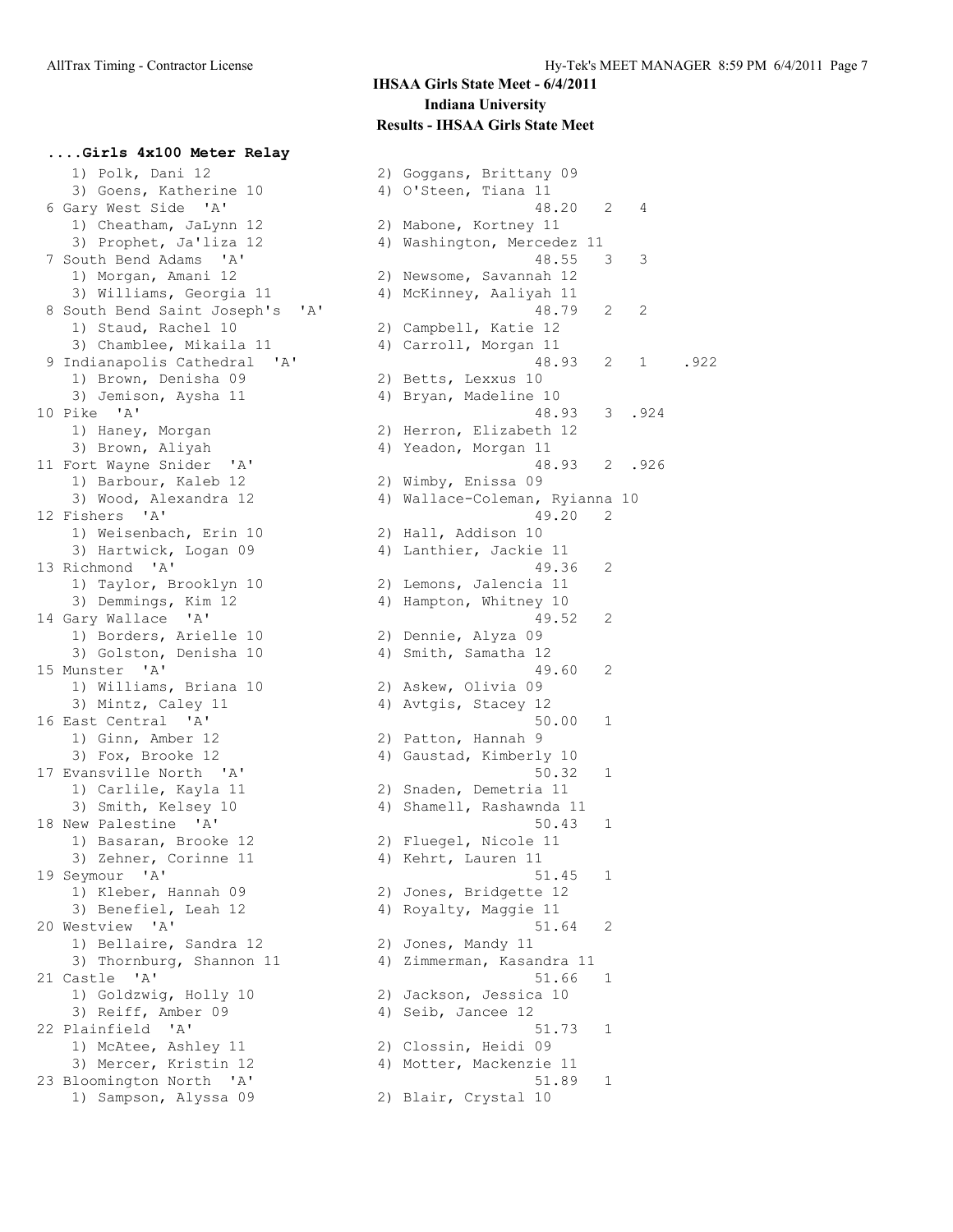# IHSAA Girls State Meet - 6/4/2011
## Indiana University
## Results - IHSAA Girls State Meet

### ....Girls 4x100 Meter Relay

```
    1) Polk, Dani 12                    2) Goggans, Brittany 09
    3) Goens, Katherine 10              4) O'Steen, Tiana 11
 6 Gary West Side  'A'                                48.20   2   4
    1) Cheatham, JaLynn 12              2) Mabone, Kortney 11
    3) Prophet, Ja'liza 12              4) Washington, Mercedez 11
 7 South Bend Adams  'A'                              48.55   3   3
    1) Morgan, Amani 12                 2) Newsome, Savannah 12
    3) Williams, Georgia 11             4) McKinney, Aaliyah 11
 8 South Bend Saint Joseph's  'A'                     48.79   2   2
    1) Staud, Rachel 10                 2) Campbell, Katie 12
    3) Chamblee, Mikaila 11             4) Carroll, Morgan 11
 9 Indianapolis Cathedral  'A'                        48.93   2   1    .922
    1) Brown, Denisha 09                2) Betts, Lexxus 10
    3) Jemison, Aysha 11                4) Bryan, Madeline 10
10 Pike  'A'                                          48.93   3  .924
    1) Haney, Morgan                    2) Herron, Elizabeth 12
    3) Brown, Aliyah                    4) Yeadon, Morgan 11
11 Fort Wayne Snider  'A'                             48.93   2  .926
    1) Barbour, Kaleb 12                2) Wimby, Enissa 09
    3) Wood, Alexandra 12               4) Wallace-Coleman, Ryianna 10
12 Fishers  'A'                                       49.20   2
    1) Weisenbach, Erin 10              2) Hall, Addison 10
    3) Hartwick, Logan 09               4) Lanthier, Jackie 11
13 Richmond  'A'                                      49.36   2
    1) Taylor, Brooklyn 10              2) Lemons, Jalencia 11
    3) Demmings, Kim 12                 4) Hampton, Whitney 10
14 Gary Wallace  'A'                                  49.52   2
    1) Borders, Arielle 10              2) Dennie, Alyza 09
    3) Golston, Denisha 10              4) Smith, Samatha 12
15 Munster  'A'                                       49.60   2
    1) Williams, Briana 10              2) Askew, Olivia 09
    3) Mintz, Caley 11                  4) Avtgis, Stacey 12
16 East Central  'A'                                  50.00   1
    1) Ginn, Amber 12                   2) Patton, Hannah 9
    3) Fox, Brooke 12                   4) Gaustad, Kimberly 10
17 Evansville North  'A'                              50.32   1
    1) Carlile, Kayla 11                2) Snaden, Demetria 11
    3) Smith, Kelsey 10                 4) Shamell, Rashawnda 11
18 New Palestine  'A'                                 50.43   1
    1) Basaran, Brooke 12               2) Fluegel, Nicole 11
    3) Zehner, Corinne 11               4) Kehrt, Lauren 11
19 Seymour  'A'                                       51.45   1
    1) Kleber, Hannah 09                2) Jones, Bridgette 12
    3) Benefiel, Leah 12                4) Royalty, Maggie 11
20 Westview  'A'                                      51.64   2
    1) Bellaire, Sandra 12              2) Jones, Mandy 11
    3) Thornburg, Shannon 11            4) Zimmerman, Kasandra 11
21 Castle  'A'                                        51.66   1
    1) Goldzwig, Holly 10               2) Jackson, Jessica 10
    3) Reiff, Amber 09                  4) Seib, Jancee 12
22 Plainfield  'A'                                    51.73   1
    1) McAtee, Ashley 11                2) Clossin, Heidi 09
    3) Mercer, Kristin 12               4) Motter, Mackenzie 11
23 Bloomington North  'A'                             51.89   1
    1) Sampson, Alyssa 09               2) Blair, Crystal 10
```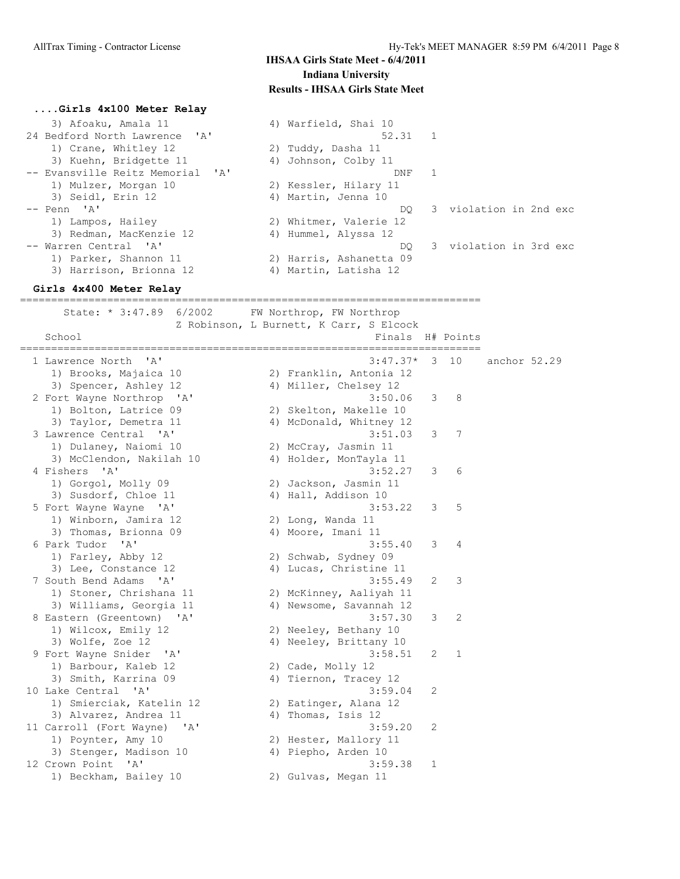# IHSAA Girls State Meet - 6/4/2011
## Indiana University
## Results - IHSAA Girls State Meet

### ....Girls 4x100 Meter Relay

```
    3) Afoaku, Amala 11                4) Warfield, Shai 10
 24 Bedford North Lawrence  'A'                      52.31   1
    1) Crane, Whitley 12               2) Tuddy, Dasha 11
    3) Kuehn, Bridgette 11             4) Johnson, Colby 11
 -- Evansville Reitz Memorial  'A'                     DNF   1
    1) Mulzer, Morgan 10               2) Kessler, Hilary 11
    3) Seidl, Erin 12                  4) Martin, Jenna 10
 -- Penn  'A'                                           DQ   3  violation in 2nd exc
    1) Lampos, Hailey                  2) Whitmer, Valerie 12
    3) Redman, MacKenzie 12            4) Hummel, Alyssa 12
 -- Warren Central  'A'                                 DQ   3  violation in 3rd exc
    1) Parker, Shannon 11              2) Harris, Ashanetta 09
    3) Harrison, Brionna 12            4) Martin, Latisha 12
```

### Girls 4x400 Meter Relay

```
=========================================================================
      State: * 3:47.89  6/2002      FW Northrop, FW Northrop
                    Z Robinson, L Burnett, K Carr, S Elcock
   School                                            Finals  H# Points
=========================================================================
  1 Lawrence North  'A'                             3:47.37*  3  10    anchor 52.29
    1) Brooks, Majaica 10              2) Franklin, Antonia 12
    3) Spencer, Ashley 12              4) Miller, Chelsey 12
  2 Fort Wayne Northrop  'A'                        3:50.06   3   8
    1) Bolton, Latrice 09              2) Skelton, Makelle 10
    3) Taylor, Demetra 11              4) McDonald, Whitney 12
  3 Lawrence Central  'A'                           3:51.03   3   7
    1) Dulaney, Naiomi 10              2) McCray, Jasmin 11
    3) McClendon, Nakilah 10           4) Holder, MonTayla 11
  4 Fishers  'A'                                    3:52.27   3   6
    1) Gorgol, Molly 09                2) Jackson, Jasmin 11
    3) Susdorf, Chloe 11               4) Hall, Addison 10
  5 Fort Wayne Wayne  'A'                           3:53.22   3   5
    1) Winborn, Jamira 12              2) Long, Wanda 11
    3) Thomas, Brionna 09              4) Moore, Imani 11
  6 Park Tudor  'A'                                 3:55.40   3   4
    1) Farley, Abby 12                 2) Schwab, Sydney 09
    3) Lee, Constance 12               4) Lucas, Christine 11
  7 South Bend Adams  'A'                           3:55.49   2   3
    1) Stoner, Chrishana 11            2) McKinney, Aaliyah 11
    3) Williams, Georgia 11            4) Newsome, Savannah 12
  8 Eastern (Greentown)  'A'                        3:57.30   3   2
    1) Wilcox, Emily 12                2) Neeley, Bethany 10
    3) Wolfe, Zoe 12                   4) Neeley, Brittany 10
  9 Fort Wayne Snider  'A'                          3:58.51   2   1
    1) Barbour, Kaleb 12               2) Cade, Molly 12
    3) Smith, Karrina 09               4) Tiernon, Tracey 12
 10 Lake Central  'A'                               3:59.04   2
    1) Smierciak, Katelin 12           2) Eatinger, Alana 12
    3) Alvarez, Andrea 11              4) Thomas, Isis 12
 11 Carroll (Fort Wayne)  'A'                       3:59.20   2
    1) Poynter, Amy 10                 2) Hester, Mallory 11
    3) Stenger, Madison 10             4) Piepho, Arden 10
 12 Crown Point  'A'                                3:59.38   1
    1) Beckham, Bailey 10              2) Gulvas, Megan 11
```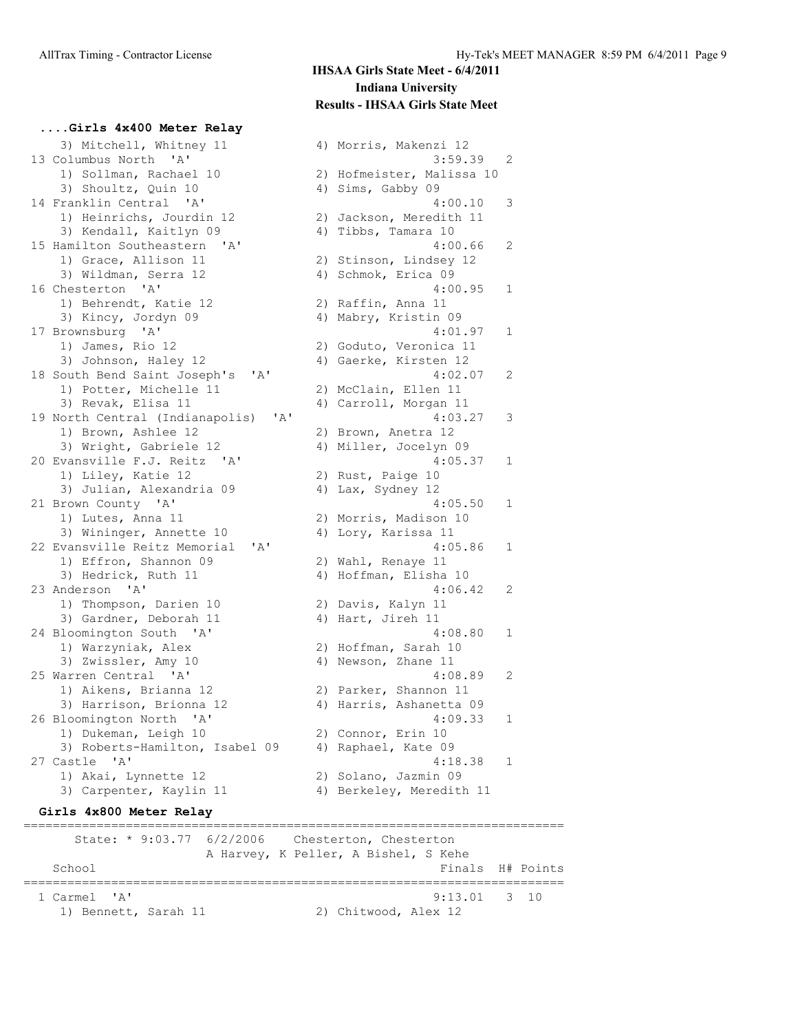# IHSAA Girls State Meet - 6/4/2011

## Indiana University

## Results - IHSAA Girls State Meet

### ....Girls 4x400 Meter Relay

```
    3) Mitchell, Whitney 11           4) Morris, Makenzi 12
 13 Columbus North  'A'                            3:59.39   2
    1) Sollman, Rachael 10            2) Hofmeister, Malissa 10
    3) Shoultz, Quin 10               4) Sims, Gabby 09
 14 Franklin Central  'A'                          4:00.10   3
    1) Heinrichs, Jourdin 12          2) Jackson, Meredith 11
    3) Kendall, Kaitlyn 09            4) Tibbs, Tamara 10
 15 Hamilton Southeastern  'A'                     4:00.66   2
    1) Grace, Allison 11              2) Stinson, Lindsey 12
    3) Wildman, Serra 12              4) Schmok, Erica 09
 16 Chesterton  'A'                                4:00.95   1
    1) Behrendt, Katie 12             2) Raffin, Anna 11
    3) Kincy, Jordyn 09               4) Mabry, Kristin 09
 17 Brownsburg  'A'                                4:01.97   1
    1) James, Rio 12                  2) Goduto, Veronica 11
    3) Johnson, Haley 12              4) Gaerke, Kirsten 12
 18 South Bend Saint Joseph's  'A'                 4:02.07   2
    1) Potter, Michelle 11            2) McClain, Ellen 11
    3) Revak, Elisa 11                4) Carroll, Morgan 11
 19 North Central (Indianapolis)  'A'              4:03.27   3
    1) Brown, Ashlee 12               2) Brown, Anetra 12
    3) Wright, Gabriele 12            4) Miller, Jocelyn 09
 20 Evansville F.J. Reitz  'A'                     4:05.37   1
    1) Liley, Katie 12                2) Rust, Paige 10
    3) Julian, Alexandria 09          4) Lax, Sydney 12
 21 Brown County  'A'                              4:05.50   1
    1) Lutes, Anna 11                 2) Morris, Madison 10
    3) Wininger, Annette 10           4) Lory, Karissa 11
 22 Evansville Reitz Memorial  'A'                 4:05.86   1
    1) Effron, Shannon 09             2) Wahl, Renaye 11
    3) Hedrick, Ruth 11               4) Hoffman, Elisha 10
 23 Anderson  'A'                                  4:06.42   2
    1) Thompson, Darien 10            2) Davis, Kalyn 11
    3) Gardner, Deborah 11            4) Hart, Jireh 11
 24 Bloomington South  'A'                         4:08.80   1
    1) Warzyniak, Alex                2) Hoffman, Sarah 10
    3) Zwissler, Amy 10               4) Newson, Zhane 11
 25 Warren Central  'A'                            4:08.89   2
    1) Aikens, Brianna 12             2) Parker, Shannon 11
    3) Harrison, Brionna 12           4) Harris, Ashanetta 09
 26 Bloomington North  'A'                         4:09.33   1
    1) Dukeman, Leigh 10              2) Connor, Erin 10
    3) Roberts-Hamilton, Isabel 09    4) Raphael, Kate 09
 27 Castle  'A'                                    4:18.38   1
    1) Akai, Lynnette 12              2) Solano, Jazmin 09
    3) Carpenter, Kaylin 11           4) Berkeley, Meredith 11
```

### Girls 4x800 Meter Relay

```
=========================================================================
      State: * 9:03.77  6/2/2006    Chesterton, Chesterton
                     A Harvey, K Peller, A Bishel, S Kehe
   School                                            Finals  H# Points
=========================================================================
  1 Carmel  'A'                                      9:13.01   3  10
     1) Bennett, Sarah 11             2) Chitwood, Alex 12
```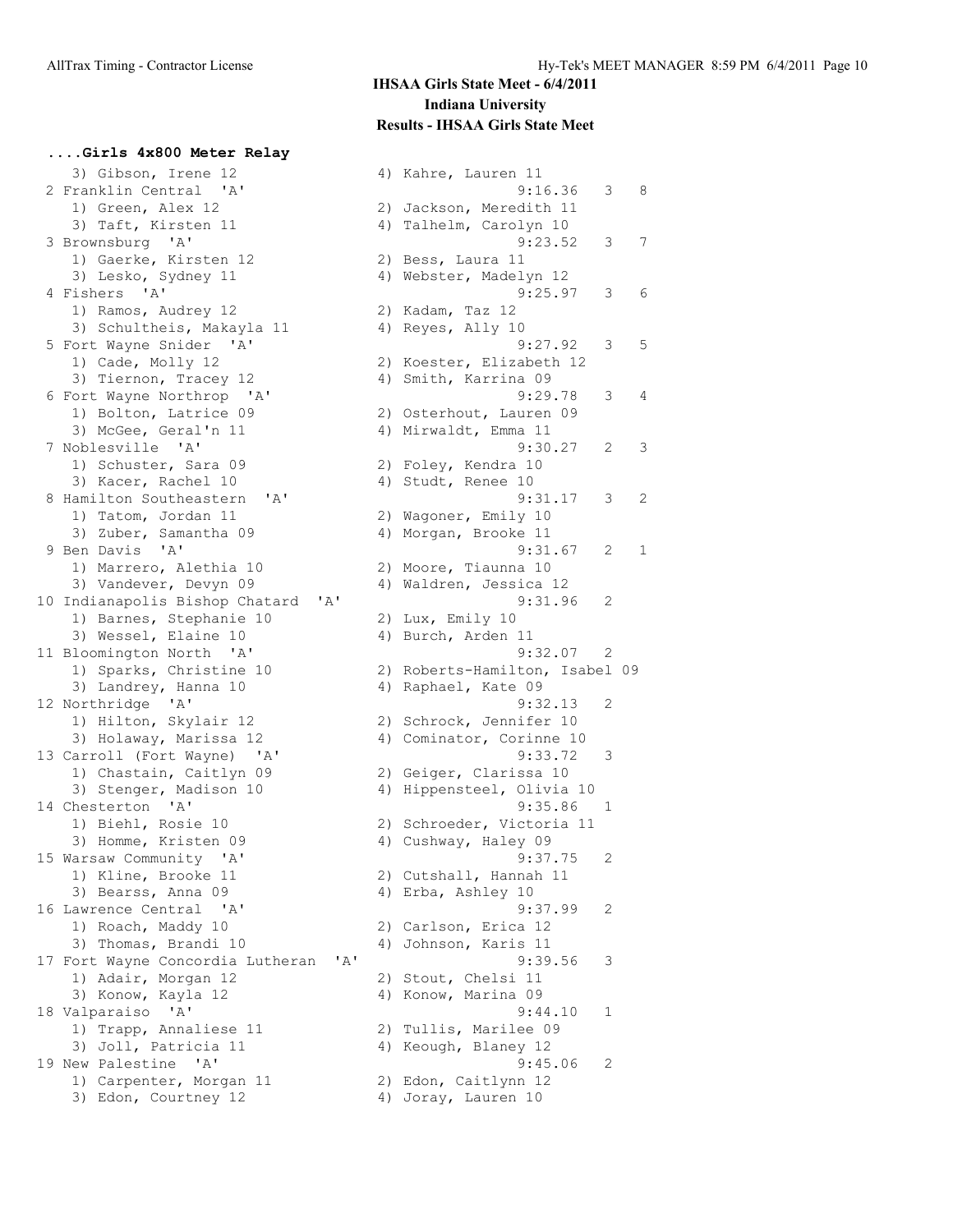# IHSAA Girls State Meet - 6/4/2011

## Indiana University

## Results - IHSAA Girls State Meet

### ....Girls 4x800 Meter Relay

```
   3) Gibson, Irene 12                4) Kahre, Lauren 11
 2 Franklin Central  'A'                          9:16.36   3   8
   1) Green, Alex 12                  2) Jackson, Meredith 11
   3) Taft, Kirsten 11                4) Talhelm, Carolyn 10
 3 Brownsburg  'A'                                9:23.52   3   7
   1) Gaerke, Kirsten 12              2) Bess, Laura 11
   3) Lesko, Sydney 11                4) Webster, Madelyn 12
 4 Fishers  'A'                                   9:25.97   3   6
   1) Ramos, Audrey 12                2) Kadam, Taz 12
   3) Schultheis, Makayla 11          4) Reyes, Ally 10
 5 Fort Wayne Snider  'A'                         9:27.92   3   5
   1) Cade, Molly 12                  2) Koester, Elizabeth 12
   3) Tiernon, Tracey 12              4) Smith, Karrina 09
 6 Fort Wayne Northrop  'A'                       9:29.78   3   4
   1) Bolton, Latrice 09              2) Osterhout, Lauren 09
   3) McGee, Geral'n 11               4) Mirwaldt, Emma 11
 7 Noblesville  'A'                               9:30.27   2   3
   1) Schuster, Sara 09               2) Foley, Kendra 10
   3) Kacer, Rachel 10                4) Studt, Renee 10
 8 Hamilton Southeastern  'A'                     9:31.17   3   2
   1) Tatom, Jordan 11                2) Wagoner, Emily 10
   3) Zuber, Samantha 09              4) Morgan, Brooke 11
 9 Ben Davis  'A'                                 9:31.67   2   1
   1) Marrero, Alethia 10             2) Moore, Tiaunna 10
   3) Vandever, Devyn 09              4) Waldren, Jessica 12
10 Indianapolis Bishop Chatard  'A'               9:31.96   2
   1) Barnes, Stephanie 10            2) Lux, Emily 10
   3) Wessel, Elaine 10               4) Burch, Arden 11
11 Bloomington North  'A'                         9:32.07   2
   1) Sparks, Christine 10            2) Roberts-Hamilton, Isabel 09
   3) Landrey, Hanna 10               4) Raphael, Kate 09
12 Northridge  'A'                                9:32.13   2
   1) Hilton, Skylair 12              2) Schrock, Jennifer 10
   3) Holaway, Marissa 12             4) Cominator, Corinne 10
13 Carroll (Fort Wayne)  'A'                      9:33.72   3
   1) Chastain, Caitlyn 09            2) Geiger, Clarissa 10
   3) Stenger, Madison 10             4) Hippensteel, Olivia 10
14 Chesterton  'A'                                9:35.86   1
   1) Biehl, Rosie 10                 2) Schroeder, Victoria 11
   3) Homme, Kristen 09               4) Cushway, Haley 09
15 Warsaw Community  'A'                          9:37.75   2
   1) Kline, Brooke 11                2) Cutshall, Hannah 11
   3) Bearss, Anna 09                 4) Erba, Ashley 10
16 Lawrence Central  'A'                          9:37.99   2
   1) Roach, Maddy 10                 2) Carlson, Erica 12
   3) Thomas, Brandi 10               4) Johnson, Karis 11
17 Fort Wayne Concordia Lutheran  'A'             9:39.56   3
   1) Adair, Morgan 12                2) Stout, Chelsi 11
   3) Konow, Kayla 12                 4) Konow, Marina 09
18 Valparaiso  'A'                                9:44.10   1
   1) Trapp, Annaliese 11             2) Tullis, Marilee 09
   3) Joll, Patricia 11               4) Keough, Blaney 12
19 New Palestine  'A'                             9:45.06   2
   1) Carpenter, Morgan 11            2) Edon, Caitlynn 12
   3) Edon, Courtney 12               4) Joray, Lauren 10
```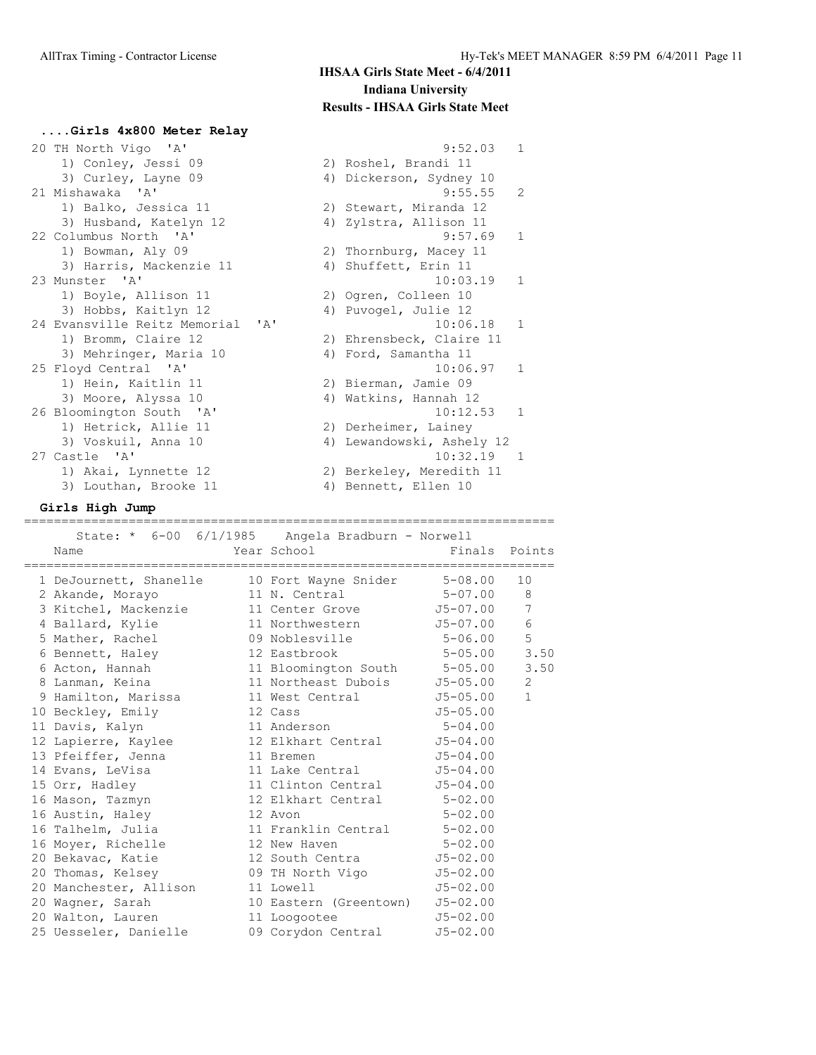# IHSAA Girls State Meet - 6/4/2011
## Indiana University
## Results - IHSAA Girls State Meet

### ....Girls 4x800 Meter Relay

```
 20 TH North Vigo  'A'                                  9:52.03   1
    1) Conley, Jessi 09                2) Roshel, Brandi 11
    3) Curley, Layne 09                4) Dickerson, Sydney 10
 21 Mishawaka  'A'                                      9:55.55   2
    1) Balko, Jessica 11               2) Stewart, Miranda 12
    3) Husband, Katelyn 12             4) Zylstra, Allison 11
 22 Columbus North  'A'                                 9:57.69   1
    1) Bowman, Aly 09                  2) Thornburg, Macey 11
    3) Harris, Mackenzie 11            4) Shuffett, Erin 11
 23 Munster  'A'                                       10:03.19   1
    1) Boyle, Allison 11               2) Ogren, Colleen 10
    3) Hobbs, Kaitlyn 12               4) Puvogel, Julie 12
 24 Evansville Reitz Memorial  'A'                     10:06.18   1
    1) Bromm, Claire 12                2) Ehrensbeck, Claire 11
    3) Mehringer, Maria 10             4) Ford, Samantha 11
 25 Floyd Central  'A'                                 10:06.97   1
    1) Hein, Kaitlin 11                2) Bierman, Jamie 09
    3) Moore, Alyssa 10                4) Watkins, Hannah 12
 26 Bloomington South  'A'                             10:12.53   1
    1) Hetrick, Allie 11               2) Derheimer, Lainey
    3) Voskuil, Anna 10                4) Lewandowski, Ashely 12
 27 Castle  'A'                                        10:32.19   1
    1) Akai, Lynnette 12               2) Berkeley, Meredith 11
    3) Louthan, Brooke 11              4) Bennett, Ellen 10
```

### Girls High Jump

```
=======================================================================
      State: *  6-00  6/1/1985    Angela Bradburn - Norwell
    Name                    Year School                Finals  Points
=======================================================================
  1 DeJournett, Shanelle      10 Fort Wayne Snider      5-08.00   10
  2 Akande, Morayo            11 N. Central             5-07.00    8
  3 Kitchel, Mackenzie        11 Center Grove          J5-07.00    7
  4 Ballard, Kylie            11 Northwestern          J5-07.00    6
  5 Mather, Rachel            09 Noblesville            5-06.00    5
  6 Bennett, Haley            12 Eastbrook              5-05.00    3.50
  6 Acton, Hannah             11 Bloomington South      5-05.00    3.50
  8 Lanman, Keina             11 Northeast Dubois      J5-05.00    2
  9 Hamilton, Marissa         11 West Central          J5-05.00    1
 10 Beckley, Emily            12 Cass                  J5-05.00
 11 Davis, Kalyn              11 Anderson               5-04.00
 12 Lapierre, Kaylee          12 Elkhart Central       J5-04.00
 13 Pfeiffer, Jenna           11 Bremen                J5-04.00
 14 Evans, LeVisa             11 Lake Central          J5-04.00
 15 Orr, Hadley               11 Clinton Central       J5-04.00
 16 Mason, Tazmyn             12 Elkhart Central        5-02.00
 16 Austin, Haley             12 Avon                   5-02.00
 16 Talhelm, Julia            11 Franklin Central       5-02.00
 16 Moyer, Richelle           12 New Haven              5-02.00
 20 Bekavac, Katie            12 South Centra          J5-02.00
 20 Thomas, Kelsey            09 TH North Vigo         J5-02.00
 20 Manchester, Allison       11 Lowell                J5-02.00
 20 Wagner, Sarah             10 Eastern (Greentown)   J5-02.00
 20 Walton, Lauren            11 Loogootee             J5-02.00
 25 Uesseler, Danielle        09 Corydon Central       J5-02.00
```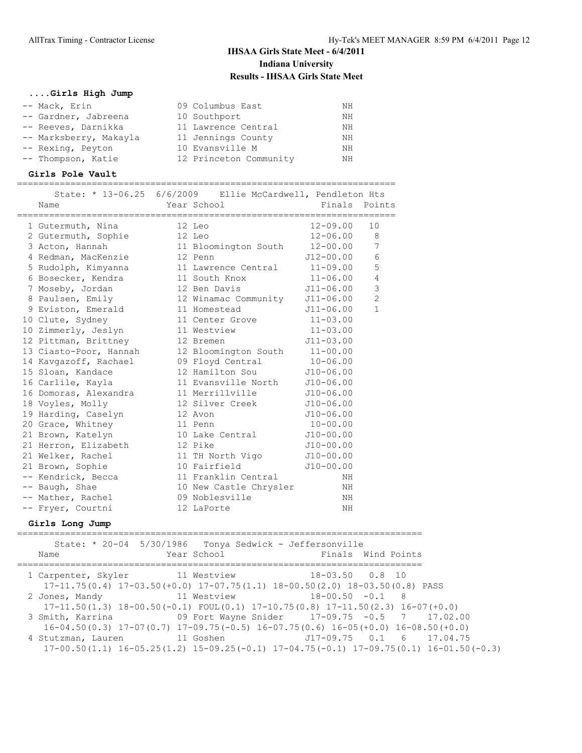## IHSAA Girls State Meet - 6/4/2011

### Indiana University

### Results - IHSAA Girls State Meet

#### ....Girls High Jump

| Place | Name | Year | School | Finals |
|---|---|---|---|---|
| -- | Mack, Erin | 09 | Columbus East | NH |
| -- | Gardner, Jabreena | 10 | Southport | NH |
| -- | Reeves, Darnikka | 11 | Lawrence Central | NH |
| -- | Marksberry, Makayla | 11 | Jennings County | NH |
| -- | Rexing, Peyton | 10 | Evansville M | NH |
| -- | Thompson, Katie | 12 | Princeton Community | NH |

#### Girls Pole Vault

State: * 13-06.25 6/6/2009 Ellie McCardwell, Pendleton Hts

| Place | Name | Year | School | Finals | Points |
|---|---|---|---|---|---|
| 1 | Gutermuth, Nina | 12 | Leo | 12-09.00 | 10 |
| 2 | Gutermuth, Sophie | 12 | Leo | 12-06.00 | 8 |
| 3 | Acton, Hannah | 11 | Bloomington South | 12-00.00 | 7 |
| 4 | Redman, MacKenzie | 12 | Penn | J12-00.00 | 6 |
| 5 | Rudolph, Kimyanna | 11 | Lawrence Central | 11-09.00 | 5 |
| 6 | Bosecker, Kendra | 11 | South Knox | 11-06.00 | 4 |
| 7 | Moseby, Jordan | 12 | Ben Davis | J11-06.00 | 3 |
| 8 | Paulsen, Emily | 12 | Winamac Community | J11-06.00 | 2 |
| 9 | Eviston, Emerald | 11 | Homestead | J11-06.00 | 1 |
| 10 | Clute, Sydney | 11 | Center Grove | 11-03.00 | |
| 10 | Zimmerly, Jeslyn | 11 | Westview | 11-03.00 | |
| 12 | Pittman, Brittney | 12 | Bremen | J11-03.00 | |
| 13 | Ciasto-Poor, Hannah | 12 | Bloomington South | 11-00.00 | |
| 14 | Kavgazoff, Rachael | 09 | Floyd Central | 10-06.00 | |
| 15 | Sloan, Kandace | 12 | Hamilton Sou | J10-06.00 | |
| 16 | Carlile, Kayla | 11 | Evansville North | J10-06.00 | |
| 16 | Domoras, Alexandra | 11 | Merrillville | J10-06.00 | |
| 18 | Voyles, Molly | 12 | Silver Creek | J10-06.00 | |
| 19 | Harding, Caselyn | 12 | Avon | J10-06.00 | |
| 20 | Grace, Whitney | 11 | Penn | 10-00.00 | |
| 21 | Brown, Katelyn | 10 | Lake Central | J10-00.00 | |
| 21 | Herron, Elizabeth | 12 | Pike | J10-00.00 | |
| 21 | Welker, Rachel | 11 | TH North Vigo | J10-00.00 | |
| 21 | Brown, Sophie | 10 | Fairfield | J10-00.00 | |
| -- | Kendrick, Becca | 11 | Franklin Central | NH | |
| -- | Baugh, Shae | 10 | New Castle Chrysler | NH | |
| -- | Mather, Rachel | 09 | Noblesville | NH | |
| -- | Fryer, Courtni | 12 | LaPorte | NH | |

#### Girls Long Jump

State: * 20-04 5/30/1986 Tonya Sedwick - Jeffersonville

| Place | Name | Year | School | Finals | Wind | Points | |
|---|---|---|---|---|---|---|---|
| 1 | Carpenter, Skyler | 11 | Westview | 18-03.50 | 0.8 | 10 | |
| | 17-11.75(0.4) 17-03.50(+0.0) 17-07.75(1.1) 18-00.50(2.0) 18-03.50(0.8) PASS | | | | | | |
| 2 | Jones, Mandy | 11 | Westview | 18-00.50 | -0.1 | 8 | |
| | 17-11.50(1.3) 18-00.50(-0.1) FOUL(0.1) 17-10.75(0.8) 17-11.50(2.3) 16-07(+0.0) | | | | | | |
| 3 | Smith, Karrina | 09 | Fort Wayne Snider | 17-09.75 | -0.5 | 7 | 17.02.00 |
| | 16-04.50(0.3) 17-07(0.7) 17-09.75(-0.5) 16-07.75(0.6) 16-05(+0.0) 16-08.50(+0.0) | | | | | | |
| 4 | Stutzman, Lauren | 11 | Goshen | J17-09.75 | 0.1 | 6 | 17.04.75 |
| | 17-00.50(1.1) 16-05.25(1.2) 15-09.25(-0.1) 17-04.75(-0.1) 17-09.75(0.1) 16-01.50(-0.3) | | | | | | |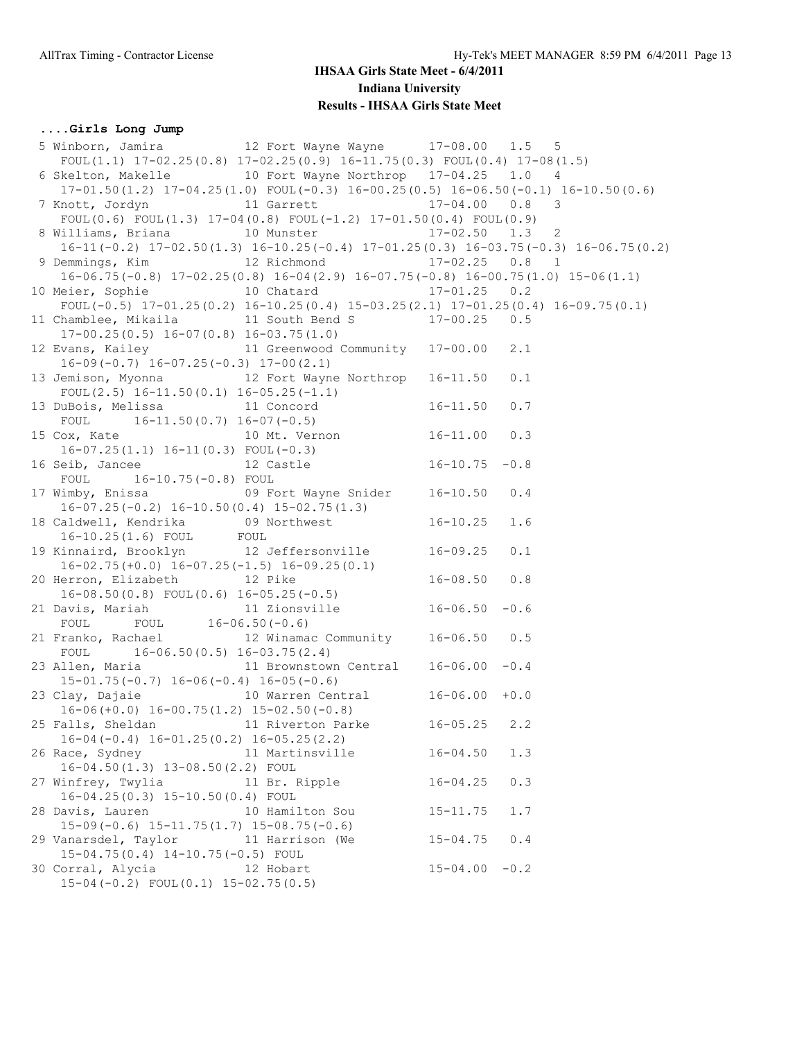# IHSAA Girls State Meet - 6/4/2011

**Indiana University**

**Results - IHSAA Girls State Meet**

**....Girls Long Jump**

```
  5 Winborn, Jamira          12 Fort Wayne Wayne      17-08.00   1.5   5
     FOUL(1.1) 17-02.25(0.8) 17-02.25(0.9) 16-11.75(0.3) FOUL(0.4) 17-08(1.5)
  6 Skelton, Makelle         10 Fort Wayne Northrop   17-04.25   1.0   4
     17-01.50(1.2) 17-04.25(1.0) FOUL(-0.3) 16-00.25(0.5) 16-06.50(-0.1) 16-10.50(0.6)
  7 Knott, Jordyn            11 Garrett               17-04.00   0.8   3
     FOUL(0.6) FOUL(1.3) 17-04(0.8) FOUL(-1.2) 17-01.50(0.4) FOUL(0.9)
  8 Williams, Briana         10 Munster               17-02.50   1.3   2
     16-11(-0.2) 17-02.50(1.3) 16-10.25(-0.4) 17-01.25(0.3) 16-03.75(-0.3) 16-06.75(0.2)
  9 Demmings, Kim            12 Richmond              17-02.25   0.8   1
     16-06.75(-0.8) 17-02.25(0.8) 16-04(2.9) 16-07.75(-0.8) 16-00.75(1.0) 15-06(1.1)
 10 Meier, Sophie            10 Chatard               17-01.25   0.2
     FOUL(-0.5) 17-01.25(0.2) 16-10.25(0.4) 15-03.25(2.1) 17-01.25(0.4) 16-09.75(0.1)
 11 Chamblee, Mikaila        11 South Bend S          17-00.25   0.5
     17-00.25(0.5) 16-07(0.8) 16-03.75(1.0)
 12 Evans, Kailey            11 Greenwood Community   17-00.00   2.1
     16-09(-0.7) 16-07.25(-0.3) 17-00(2.1)
 13 Jemison, Myonna          12 Fort Wayne Northrop   16-11.50   0.1
     FOUL(2.5) 16-11.50(0.1) 16-05.25(-1.1)
 13 DuBois, Melissa          11 Concord               16-11.50   0.7
     FOUL      16-11.50(0.7) 16-07(-0.5)
 15 Cox, Kate                10 Mt. Vernon            16-11.00   0.3
     16-07.25(1.1) 16-11(0.3) FOUL(-0.3)
 16 Seib, Jancee             12 Castle                16-10.75  -0.8
     FOUL      16-10.75(-0.8) FOUL
 17 Wimby, Enissa            09 Fort Wayne Snider     16-10.50   0.4
     16-07.25(-0.2) 16-10.50(0.4) 15-02.75(1.3)
 18 Caldwell, Kendrika       09 Northwest             16-10.25   1.6
     16-10.25(1.6) FOUL      FOUL
 19 Kinnaird, Brooklyn       12 Jeffersonville        16-09.25   0.1
     16-02.75(+0.0) 16-07.25(-1.5) 16-09.25(0.1)
 20 Herron, Elizabeth        12 Pike                  16-08.50   0.8
     16-08.50(0.8) FOUL(0.6) 16-05.25(-0.5)
 21 Davis, Mariah            11 Zionsville            16-06.50  -0.6
     FOUL      FOUL      16-06.50(-0.6)
 21 Franko, Rachael          12 Winamac Community     16-06.50   0.5
     FOUL      16-06.50(0.5) 16-03.75(2.4)
 23 Allen, Maria             11 Brownstown Central    16-06.00  -0.4
     15-01.75(-0.7) 16-06(-0.4) 16-05(-0.6)
 23 Clay, Dajaie             10 Warren Central        16-06.00  +0.0
     16-06(+0.0) 16-00.75(1.2) 15-02.50(-0.8)
 25 Falls, Sheldan           11 Riverton Parke        16-05.25   2.2
     16-04(-0.4) 16-01.25(0.2) 16-05.25(2.2)
 26 Race, Sydney             11 Martinsville          16-04.50   1.3
     16-04.50(1.3) 13-08.50(2.2) FOUL
 27 Winfrey, Twylia          11 Br. Ripple            16-04.25   0.3
     16-04.25(0.3) 15-10.50(0.4) FOUL
 28 Davis, Lauren            10 Hamilton Sou          15-11.75   1.7
     15-09(-0.6) 15-11.75(1.7) 15-08.75(-0.6)
 29 Vanarsdel, Taylor        11 Harrison (We          15-04.75   0.4
     15-04.75(0.4) 14-10.75(-0.5) FOUL
 30 Corral, Alycia           12 Hobart                15-04.00  -0.2
     15-04(-0.2) FOUL(0.1) 15-02.75(0.5)
```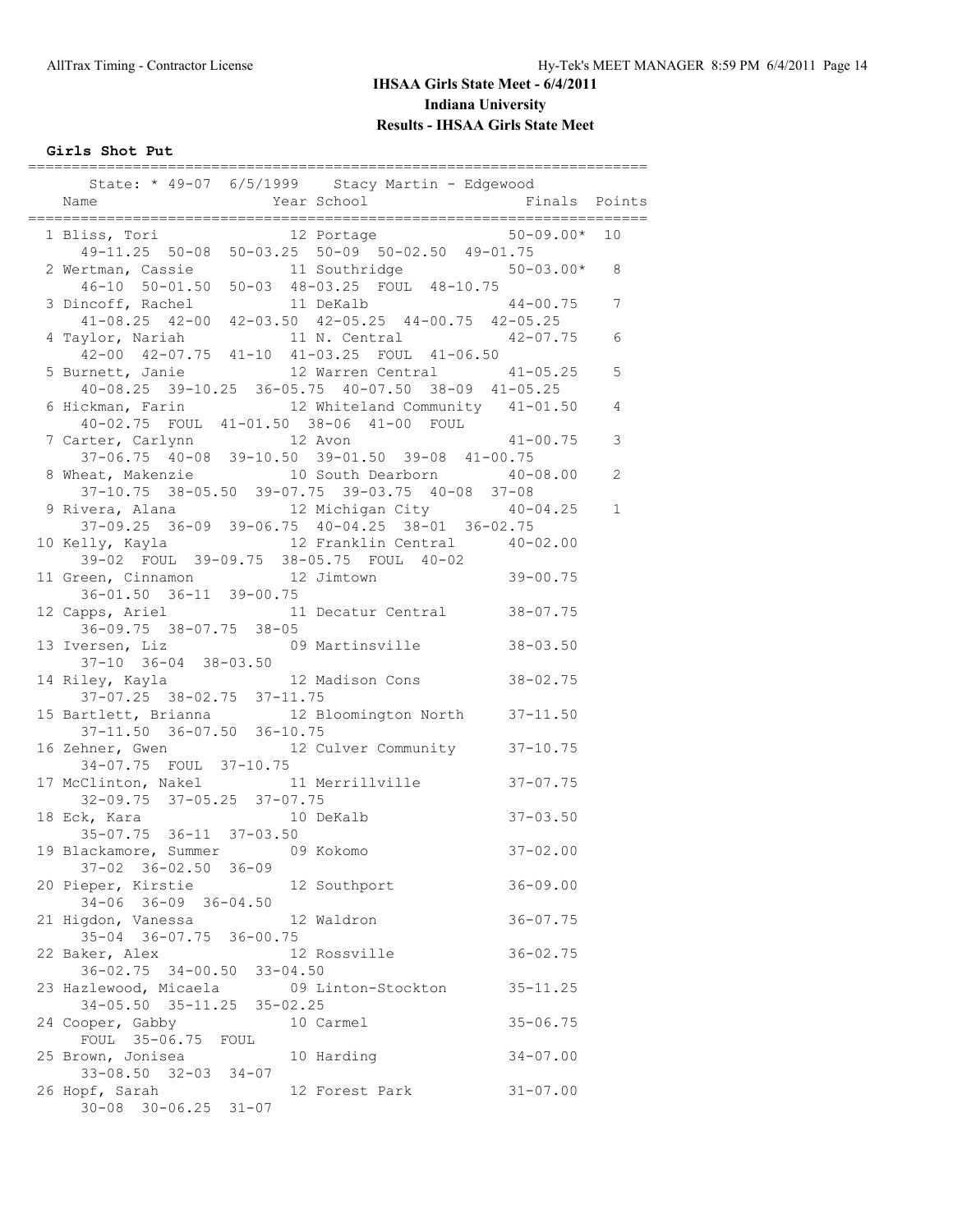# IHSAA Girls State Meet - 6/4/2011

## Indiana University

## Results - IHSAA Girls State Meet

### Girls Shot Put

```
=======================================================================
     State: * 49-07  6/5/1999    Stacy Martin - Edgewood
   Name                    Year School                  Finals  Points
=======================================================================
  1 Bliss, Tori              12 Portage               50-09.00*  10
      49-11.25  50-08  50-03.25  50-09  50-02.50  49-01.75
  2 Wertman, Cassie          11 Southridge            50-03.00*   8
      46-10  50-01.50  50-03  48-03.25  FOUL  48-10.75
  3 Dincoff, Rachel          11 DeKalb                 44-00.75   7
      41-08.25  42-00  42-03.50  42-05.25  44-00.75  42-05.25
  4 Taylor, Nariah           11 N. Central             42-07.75   6
      42-00  42-07.75  41-10  41-03.25  FOUL  41-06.50
  5 Burnett, Janie           12 Warren Central         41-05.25   5
      40-08.25  39-10.25  36-05.75  40-07.50  38-09  41-05.25
  6 Hickman, Farin           12 Whiteland Community    41-01.50   4
      40-02.75  FOUL  41-01.50  38-06  41-00  FOUL
  7 Carter, Carlynn          12 Avon                   41-00.75   3
      37-06.75  40-08  39-10.50  39-01.50  39-08  41-00.75
  8 Wheat, Makenzie          10 South Dearborn         40-08.00   2
      37-10.75  38-05.50  39-07.75  39-03.75  40-08  37-08
  9 Rivera, Alana            12 Michigan City          40-04.25   1
      37-09.25  36-09  39-06.75  40-04.25  38-01  36-02.75
 10 Kelly, Kayla             12 Franklin Central       40-02.00
      39-02  FOUL  39-09.75  38-05.75  FOUL  40-02
 11 Green, Cinnamon          12 Jimtown                39-00.75
      36-01.50  36-11  39-00.75
 12 Capps, Ariel             11 Decatur Central        38-07.75
      36-09.75  38-07.75  38-05
 13 Iversen, Liz             09 Martinsville           38-03.50
      37-10  36-04  38-03.50
 14 Riley, Kayla             12 Madison Cons           38-02.75
      37-07.25  38-02.75  37-11.75
 15 Bartlett, Brianna        12 Bloomington North      37-11.50
      37-11.50  36-07.50  36-10.75
 16 Zehner, Gwen             12 Culver Community       37-10.75
      34-07.75  FOUL  37-10.75
 17 McClinton, Nakel         11 Merrillville           37-07.75
      32-09.75  37-05.25  37-07.75
 18 Eck, Kara                10 DeKalb                 37-03.50
      35-07.75  36-11  37-03.50
 19 Blackamore, Summer       09 Kokomo                 37-02.00
      37-02  36-02.50  36-09
 20 Pieper, Kirstie          12 Southport              36-09.00
      34-06  36-09  36-04.50
 21 Higdon, Vanessa          12 Waldron                36-07.75
      35-04  36-07.75  36-00.75
 22 Baker, Alex              12 Rossville              36-02.75
      36-02.75  34-00.50  33-04.50
 23 Hazlewood, Micaela       09 Linton-Stockton        35-11.25
      34-05.50  35-11.25  35-02.25
 24 Cooper, Gabby            10 Carmel                 35-06.75
      FOUL  35-06.75  FOUL
 25 Brown, Jonisea           10 Harding                34-07.00
      33-08.50  32-03  34-07
 26 Hopf, Sarah              12 Forest Park            31-07.00
      30-08  30-06.25  31-07
```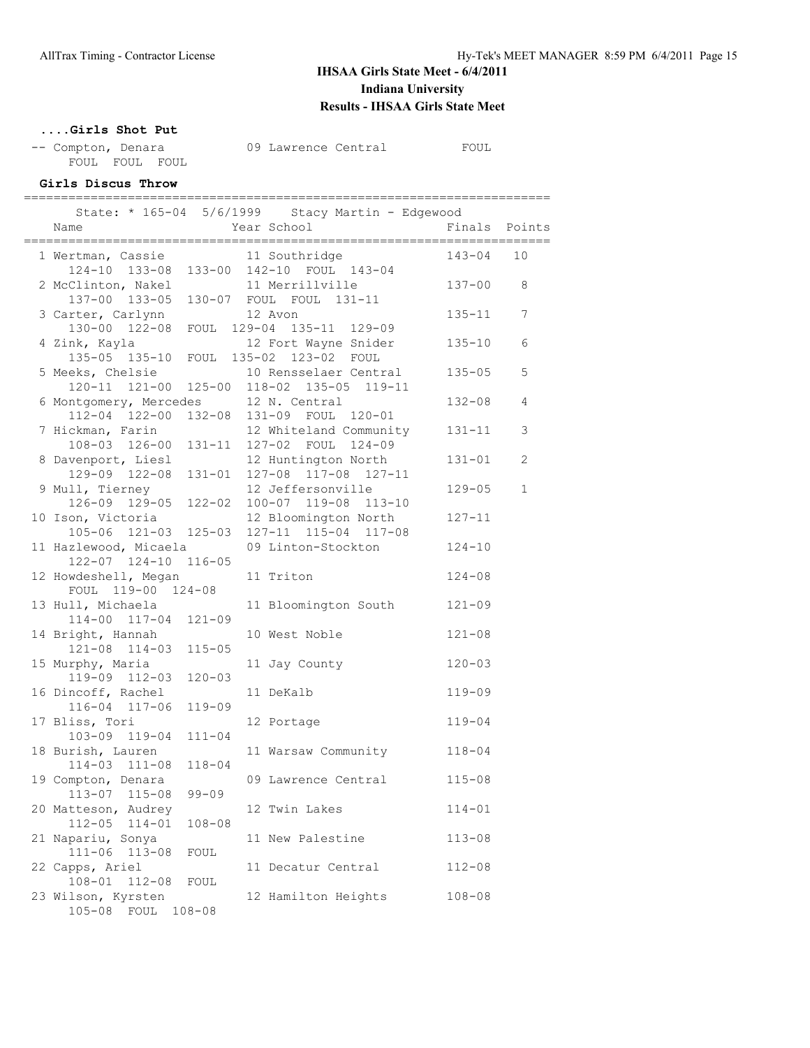## IHSAA Girls State Meet - 6/4/2011
## Indiana University
## Results - IHSAA Girls State Meet

### ....Girls Shot Put

| Place | Name | Year | School | Finals |
|---|---|---|---|---|
| -- | Compton, Denara | 09 | Lawrence Central | FOUL |
| | FOUL FOUL FOUL | | | |

### Girls Discus Throw

State: * 165-04 5/6/1999 Stacy Martin - Edgewood

| Place | Name | Year | School | Finals | Points |
|---|---|---|---|---|---|
| 1 | Wertman, Cassie | 11 | Southridge | 143-04 | 10 |
| | 124-10 133-08 133-00 142-10 FOUL 143-04 | | | | |
| 2 | McClinton, Nakel | 11 | Merrillville | 137-00 | 8 |
| | 137-00 133-05 130-07 FOUL FOUL 131-11 | | | | |
| 3 | Carter, Carlynn | 12 | Avon | 135-11 | 7 |
| | 130-00 122-08 FOUL 129-04 135-11 129-09 | | | | |
| 4 | Zink, Kayla | 12 | Fort Wayne Snider | 135-10 | 6 |
| | 135-05 135-10 FOUL 135-02 123-02 FOUL | | | | |
| 5 | Meeks, Chelsie | 10 | Rensselaer Central | 135-05 | 5 |
| | 120-11 121-00 125-00 118-02 135-05 119-11 | | | | |
| 6 | Montgomery, Mercedes | 12 | N. Central | 132-08 | 4 |
| | 112-04 122-00 132-08 131-09 FOUL 120-01 | | | | |
| 7 | Hickman, Farin | 12 | Whiteland Community | 131-11 | 3 |
| | 108-03 126-00 131-11 127-02 FOUL 124-09 | | | | |
| 8 | Davenport, Liesl | 12 | Huntington North | 131-01 | 2 |
| | 129-09 122-08 131-01 127-08 117-08 127-11 | | | | |
| 9 | Mull, Tierney | 12 | Jeffersonville | 129-05 | 1 |
| | 126-09 129-05 122-02 100-07 119-08 113-10 | | | | |
| 10 | Ison, Victoria | 12 | Bloomington North | 127-11 | |
| | 105-06 121-03 125-03 127-11 115-04 117-08 | | | | |
| 11 | Hazlewood, Micaela | 09 | Linton-Stockton | 124-10 | |
| | 122-07 124-10 116-05 | | | | |
| 12 | Howdeshell, Megan | 11 | Triton | 124-08 | |
| | FOUL 119-00 124-08 | | | | |
| 13 | Hull, Michaela | 11 | Bloomington South | 121-09 | |
| | 114-00 117-04 121-09 | | | | |
| 14 | Bright, Hannah | 10 | West Noble | 121-08 | |
| | 121-08 114-03 115-05 | | | | |
| 15 | Murphy, Maria | 11 | Jay County | 120-03 | |
| | 119-09 112-03 120-03 | | | | |
| 16 | Dincoff, Rachel | 11 | DeKalb | 119-09 | |
| | 116-04 117-06 119-09 | | | | |
| 17 | Bliss, Tori | 12 | Portage | 119-04 | |
| | 103-09 119-04 111-04 | | | | |
| 18 | Burish, Lauren | 11 | Warsaw Community | 118-04 | |
| | 114-03 111-08 118-04 | | | | |
| 19 | Compton, Denara | 09 | Lawrence Central | 115-08 | |
| | 113-07 115-08 99-09 | | | | |
| 20 | Matteson, Audrey | 12 | Twin Lakes | 114-01 | |
| | 112-05 114-01 108-08 | | | | |
| 21 | Napariu, Sonya | 11 | New Palestine | 113-08 | |
| | 111-06 113-08 FOUL | | | | |
| 22 | Capps, Ariel | 11 | Decatur Central | 112-08 | |
| | 108-01 112-08 FOUL | | | | |
| 23 | Wilson, Kyrsten | 12 | Hamilton Heights | 108-08 | |
| | 105-08 FOUL 108-08 | | | | |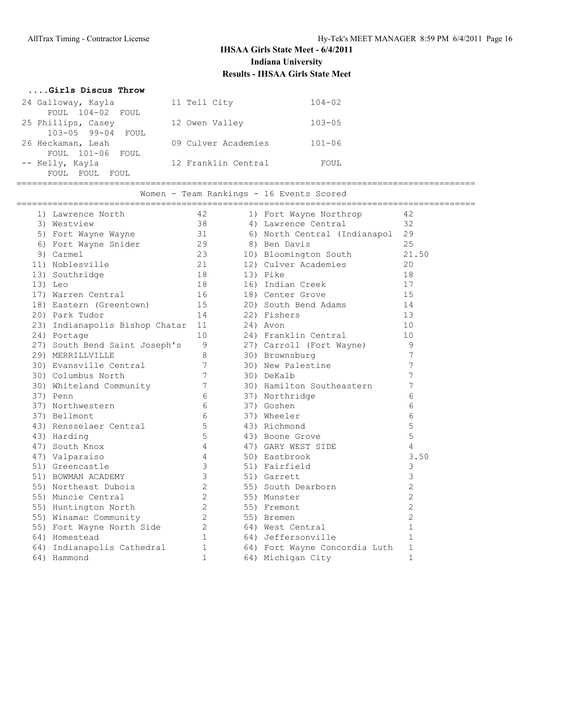# IHSAA Girls State Meet - 6/4/2011

## Indiana University

## Results - IHSAA Girls State Meet

### ....Girls Discus Throw

| Place | Name | Yr | School | Mark |
|---|---|---|---|---|
| 24 | Galloway, Kayla | 11 | Tell City | 104-02 |
| | FOUL 104-02 FOUL | | | |
| 25 | Phillips, Casey | 12 | Owen Valley | 103-05 |
| | 103-05 99-04 FOUL | | | |
| 26 | Heckaman, Leah | 09 | Culver Academies | 101-06 |
| | FOUL 101-06 FOUL | | | |
| -- | Kelly, Kayla | 12 | Franklin Central | FOUL |
| | FOUL FOUL FOUL | | | |

### Women - Team Rankings - 16 Events Scored

| | | | | | |
|---|---|---|---|---|---|
| 1) | Lawrence North | 42 | 1) | Fort Wayne Northrop | 42 |
| 3) | Westview | 38 | 4) | Lawrence Central | 32 |
| 5) | Fort Wayne Wayne | 31 | 6) | North Central (Indianapol | 29 |
| 6) | Fort Wayne Snider | 29 | 8) | Ben Davis | 25 |
| 9) | Carmel | 23 | 10) | Bloomington South | 21.50 |
| 11) | Noblesville | 21 | 12) | Culver Academies | 20 |
| 13) | Southridge | 18 | 13) | Pike | 18 |
| 13) | Leo | 18 | 16) | Indian Creek | 17 |
| 17) | Warren Central | 16 | 18) | Center Grove | 15 |
| 18) | Eastern (Greentown) | 15 | 20) | South Bend Adams | 14 |
| 20) | Park Tudor | 14 | 22) | Fishers | 13 |
| 23) | Indianapolis Bishop Chatar | 11 | 24) | Avon | 10 |
| 24) | Portage | 10 | 24) | Franklin Central | 10 |
| 27) | South Bend Saint Joseph's | 9 | 27) | Carroll (Fort Wayne) | 9 |
| 29) | MERRILLVILLE | 8 | 30) | Brownsburg | 7 |
| 30) | Evansville Central | 7 | 30) | New Palestine | 7 |
| 30) | Columbus North | 7 | 30) | DeKalb | 7 |
| 30) | Whiteland Community | 7 | 30) | Hamilton Southeastern | 7 |
| 37) | Penn | 6 | 37) | Northridge | 6 |
| 37) | Northwestern | 6 | 37) | Goshen | 6 |
| 37) | Bellmont | 6 | 37) | Wheeler | 6 |
| 43) | Rensselaer Central | 5 | 43) | Richmond | 5 |
| 43) | Harding | 5 | 43) | Boone Grove | 5 |
| 47) | South Knox | 4 | 47) | GARY WEST SIDE | 4 |
| 47) | Valparaiso | 4 | 50) | Eastbrook | 3.50 |
| 51) | Greencastle | 3 | 51) | Fairfield | 3 |
| 51) | BOWMAN ACADEMY | 3 | 51) | Garrett | 3 |
| 55) | Northeast Dubois | 2 | 55) | South Dearborn | 2 |
| 55) | Muncie Central | 2 | 55) | Munster | 2 |
| 55) | Huntington North | 2 | 55) | Fremont | 2 |
| 55) | Winamac Community | 2 | 55) | Bremen | 2 |
| 55) | Fort Wayne North Side | 2 | 64) | West Central | 1 |
| 64) | Homestead | 1 | 64) | Jeffersonville | 1 |
| 64) | Indianapolis Cathedral | 1 | 64) | Fort Wayne Concordia Luth | 1 |
| 64) | Hammond | 1 | 64) | Michigan City | 1 |